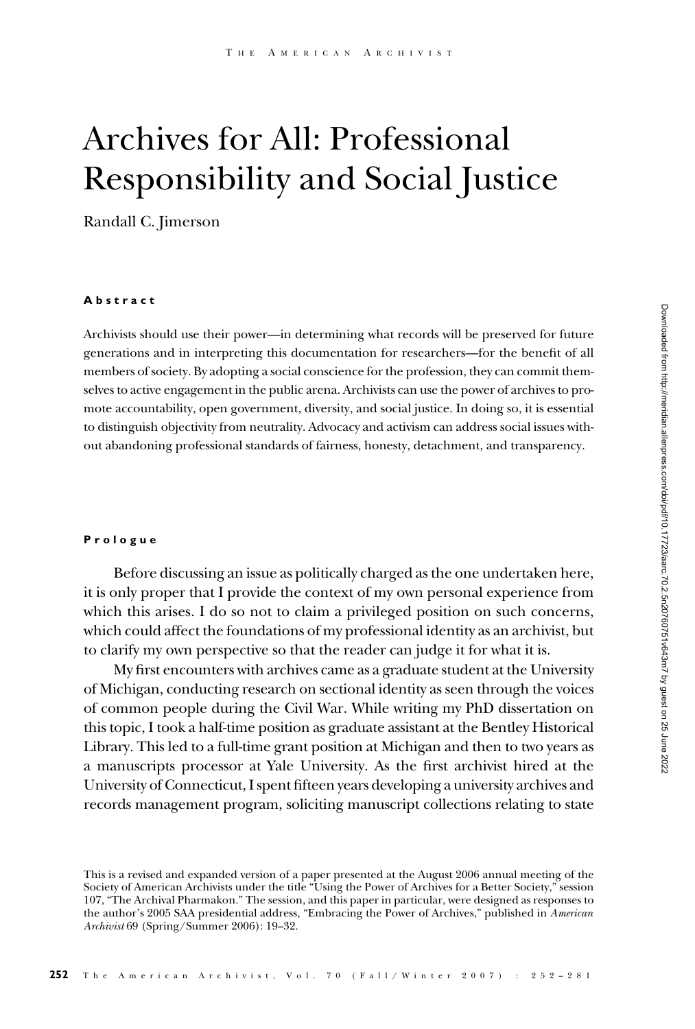# Archives for All: Professional Responsibility and Social Justice

Randall C. Jimerson

## Abstract

Archivists should use their power—in determining what records will be preserved for future generations and in interpreting this documentation for researchers—for the benefit of all members of society. By adopting a social conscience for the profession, they can commit themselves to active engagement in the public arena. Archivists can use the power of archives to promote accountability, open government, diversity, and social justice. In doing so, it is essential to distinguish objectivity from neutrality. Advocacy and activism can address social issues without abandoning professional standards of fairness, honesty, detachment, and transparency.

## Prologue

Before discussing an issue as politically charged as the one undertaken here, it is only proper that I provide the context of my own personal experience from which this arises. I do so not to claim a privileged position on such concerns, which could affect the foundations of my professional identity as an archivist, but to clarify my own perspective so that the reader can judge it for what it is.

My first encounters with archives came as a graduate student at the University of Michigan, conducting research on sectional identity as seen through the voices of common people during the Civil War. While writing my PhD dissertation on this topic, I took a half-time position as graduate assistant at the Bentley Historical Library. This led to a full-time grant position at Michigan and then to two years as a manuscripts processor at Yale University. As the first archivist hired at the University of Connecticut, I spent fifteen years developing a university archives and records management program, soliciting manuscript collections relating to state

This is a revised and expanded version of a paper presented at the August 2006 annual meeting of the Society of American Archivists under the title "Using the Power of Archives for a Better Society," session 107, "The Archival Pharmakon." The session, and this paper in particular, were designed as responses to the author's 2005 SAA presidential address, "Embracing the Power of Archives," published in *American Archivist* 69 (Spring/Summer 2006): 19–32.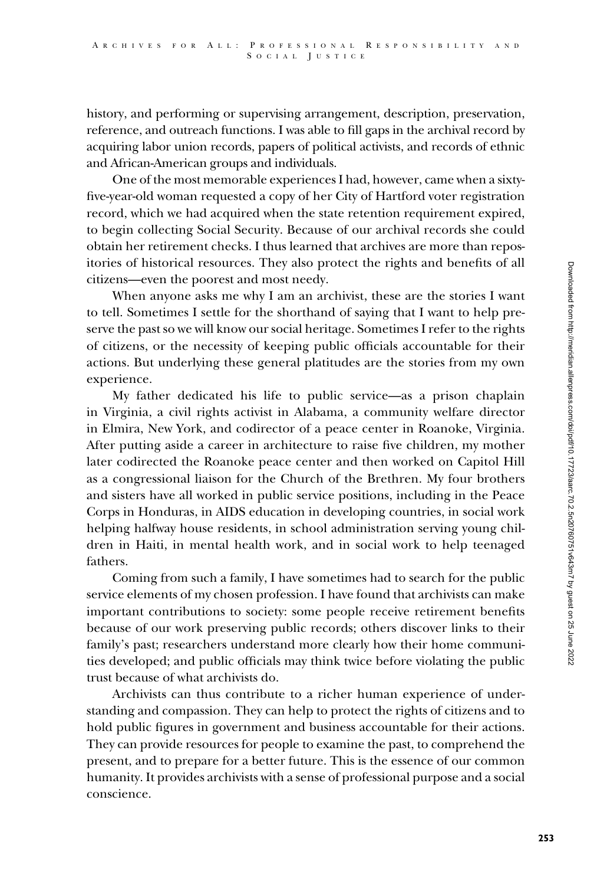history, and performing or supervising arrangement, description, preservation, reference, and outreach functions. I was able to fill gaps in the archival record by acquiring labor union records, papers of political activists, and records of ethnic and African-American groups and individuals.

One of the most memorable experiences I had, however, came when a sixty-five-year-old woman requested a copy of her City of Hartford voter registration record, which we had acquired when the state retention requirement expired, to begin collecting Social Security. Because of our archival records she could obtain her retirement checks. I thus learned that archives are more than repositories of historical resources. They also protect the rights and benefits of all citizens—even the poorest and most needy.

When anyone asks me why I am an archivist, these are the stories I want to tell. Sometimes I settle for the shorthand of saying that I want to help preserve the past so we will know our social heritage. Sometimes I refer to the rights of citizens, or the necessity of keeping public officials accountable for their actions. But underlying these general platitudes are the stories from my own experience.

My father dedicated his life to public service—as a prison chaplain in Virginia, a civil rights activist in Alabama, a community welfare director in Elmira, New York, and codirector of a peace center in Roanoke, Virginia. After putting aside a career in architecture to raise five children, my mother later codirected the Roanoke peace center and then worked on Capitol Hill as a congressional liaison for the Church of the Brethren. My four brothers and sisters have all worked in public service positions, including in the Peace Corps in Honduras, in AIDS education in developing countries, in social work helping halfway house residents, in school administration serving young children in Haiti, in mental health work, and in social work to help teenaged fathers.

Coming from such a family, I have sometimes had to search for the public service elements of my chosen profession. I have found that archivists can make important contributions to society: some people receive retirement benefits because of our work preserving public records; others discover links to their family's past; researchers understand more clearly how their home communities developed; and public officials may think twice before violating the public trust because of what archivists do.

Archivists can thus contribute to a richer human experience of understanding and compassion. They can help to protect the rights of citizens and to hold public figures in government and business accountable for their actions. They can provide resources for people to examine the past, to comprehend the present, and to prepare for a better future. This is the essence of our common humanity. It provides archivists with a sense of professional purpose and a social conscience.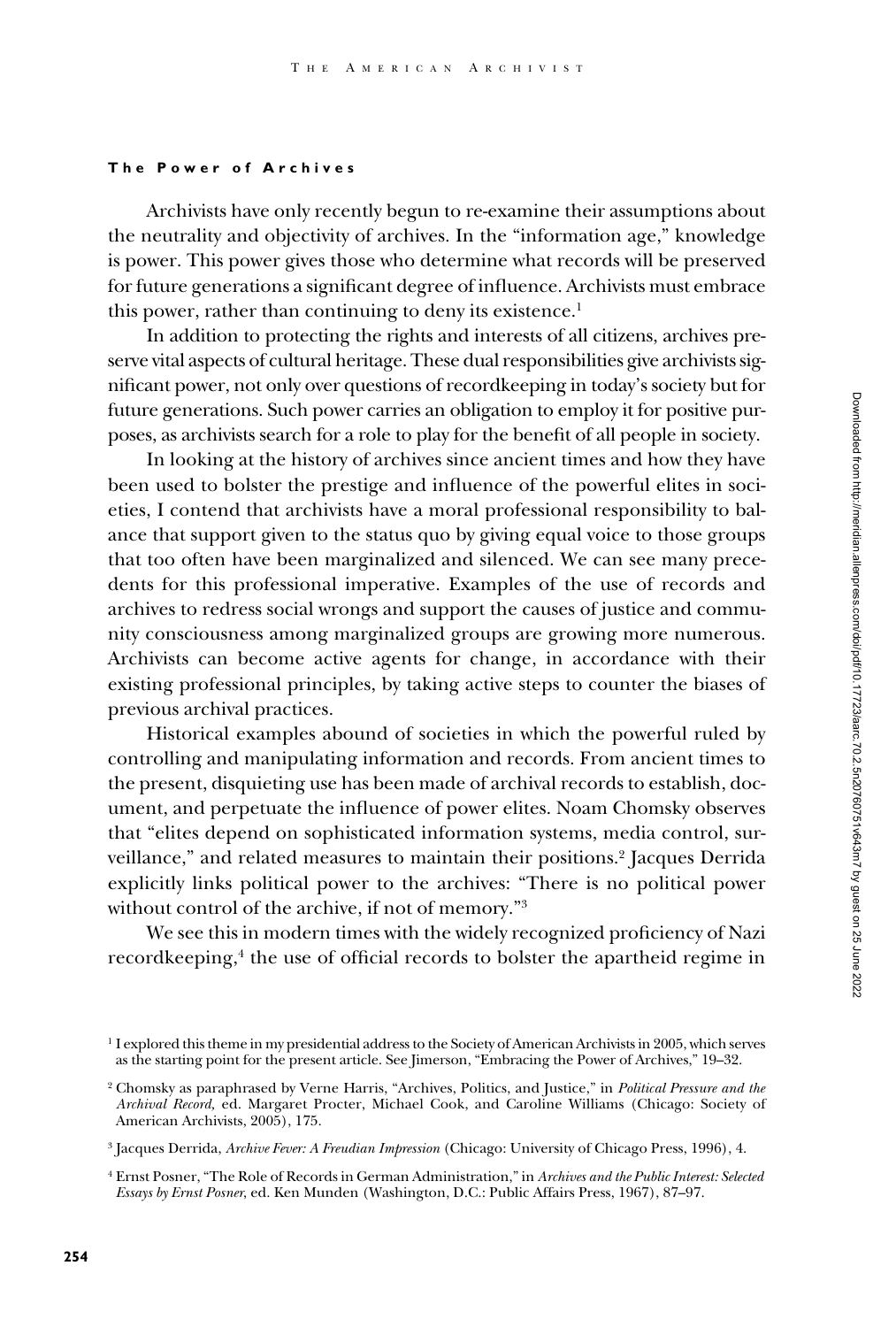### The Power of Archives

Archivists have only recently begun to re-examine their assumptions about the neutrality and objectivity of archives. In the "information age," knowledge is power. This power gives those who determine what records will be preserved for future generations a significant degree of influence. Archivists must embrace this power, rather than continuing to deny its existence.[1]

In addition to protecting the rights and interests of all citizens, archives preserve vital aspects of cultural heritage. These dual responsibilities give archivists significant power, not only over questions of recordkeeping in today's society but for future generations. Such power carries an obligation to employ it for positive purposes, as archivists search for a role to play for the benefit of all people in society.

In looking at the history of archives since ancient times and how they have been used to bolster the prestige and influence of the powerful elites in societies, I contend that archivists have a moral professional responsibility to balance that support given to the status quo by giving equal voice to those groups that too often have been marginalized and silenced. We can see many precedents for this professional imperative. Examples of the use of records and archives to redress social wrongs and support the causes of justice and community consciousness among marginalized groups are growing more numerous. Archivists can become active agents for change, in accordance with their existing professional principles, by taking active steps to counter the biases of previous archival practices.

Historical examples abound of societies in which the powerful ruled by controlling and manipulating information and records. From ancient times to the present, disquieting use has been made of archival records to establish, document, and perpetuate the influence of power elites. Noam Chomsky observes that "elites depend on sophisticated information systems, media control, surveillance," and related measures to maintain their positions.[2] Jacques Derrida explicitly links political power to the archives: "There is no political power without control of the archive, if not of memory."[3]

We see this in modern times with the widely recognized proficiency of Nazi recordkeeping,[4] the use of official records to bolster the apartheid regime in

---

[1] I explored this theme in my presidential address to the Society of American Archivists in 2005, which serves as the starting point for the present article. See Jimerson, "Embracing the Power of Archives," 19–32.

[2] Chomsky as paraphrased by Verne Harris, "Archives, Politics, and Justice," in *Political Pressure and the Archival Record,* ed. Margaret Procter, Michael Cook, and Caroline Williams (Chicago: Society of American Archivists, 2005), 175.

[3] Jacques Derrida, *Archive Fever: A Freudian Impression* (Chicago: University of Chicago Press, 1996), 4.

[4] Ernst Posner, "The Role of Records in German Administration," in *Archives and the Public Interest: Selected Essays by Ernst Posner,* ed. Ken Munden (Washington, D.C.: Public Affairs Press, 1967), 87–97.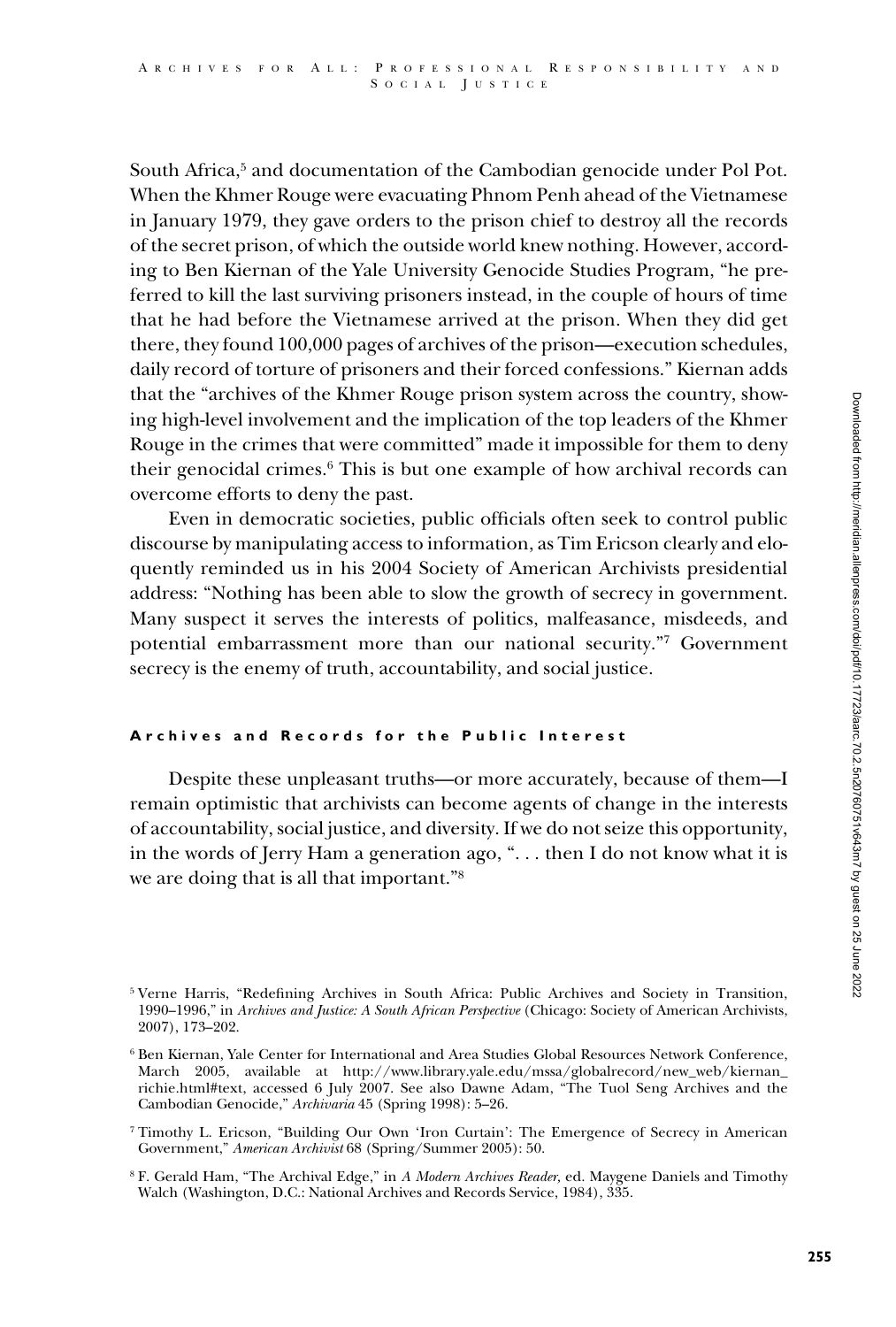South Africa,[5] and documentation of the Cambodian genocide under Pol Pot. When the Khmer Rouge were evacuating Phnom Penh ahead of the Vietnamese in January 1979, they gave orders to the prison chief to destroy all the records of the secret prison, of which the outside world knew nothing. However, according to Ben Kiernan of the Yale University Genocide Studies Program, "he preferred to kill the last surviving prisoners instead, in the couple of hours of time that he had before the Vietnamese arrived at the prison. When they did get there, they found 100,000 pages of archives of the prison—execution schedules, daily record of torture of prisoners and their forced confessions." Kiernan adds that the "archives of the Khmer Rouge prison system across the country, showing high-level involvement and the implication of the top leaders of the Khmer Rouge in the crimes that were committed" made it impossible for them to deny their genocidal crimes.[6] This is but one example of how archival records can overcome efforts to deny the past.

Even in democratic societies, public officials often seek to control public discourse by manipulating access to information, as Tim Ericson clearly and eloquently reminded us in his 2004 Society of American Archivists presidential address: "Nothing has been able to slow the growth of secrecy in government. Many suspect it serves the interests of politics, malfeasance, misdeeds, and potential embarrassment more than our national security."[7] Government secrecy is the enemy of truth, accountability, and social justice.

## Archives and Records for the Public Interest

Despite these unpleasant truths—or more accurately, because of them—I remain optimistic that archivists can become agents of change in the interests of accountability, social justice, and diversity. If we do not seize this opportunity, in the words of Jerry Ham a generation ago, ". . . then I do not know what it is we are doing that is all that important."[8]

---

[5] Verne Harris, "Redefining Archives in South Africa: Public Archives and Society in Transition, 1990–1996," in *Archives and Justice: A South African Perspective* (Chicago: Society of American Archivists, 2007), 173–202.

[6] Ben Kiernan, Yale Center for International and Area Studies Global Resources Network Conference, March 2005, available at http://www.library.yale.edu/mssa/globalrecord/new_web/kiernan_richie.html#text, accessed 6 July 2007. See also Dawne Adam, "The Tuol Seng Archives and the Cambodian Genocide," *Archivaria* 45 (Spring 1998): 5–26.

[7] Timothy L. Ericson, "Building Our Own 'Iron Curtain': The Emergence of Secrecy in American Government," *American Archivist* 68 (Spring/Summer 2005): 50.

[8] F. Gerald Ham, "The Archival Edge," in *A Modern Archives Reader,* ed. Maygene Daniels and Timothy Walch (Washington, D.C.: National Archives and Records Service, 1984), 335.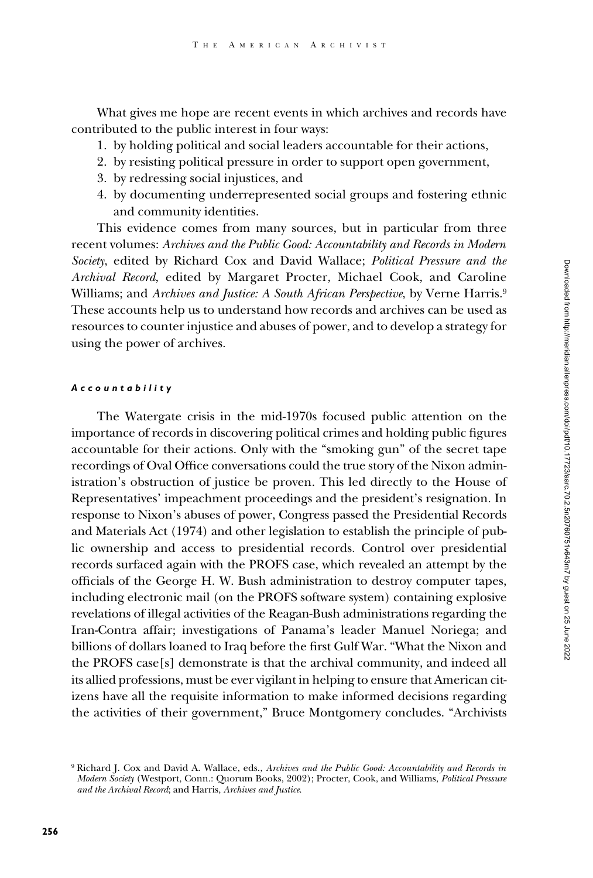What gives me hope are recent events in which archives and records have contributed to the public interest in four ways:

1. by holding political and social leaders accountable for their actions,
2. by resisting political pressure in order to support open government,
3. by redressing social injustices, and
4. by documenting underrepresented social groups and fostering ethnic and community identities.

This evidence comes from many sources, but in particular from three recent volumes: *Archives and the Public Good: Accountability and Records in Modern Society*, edited by Richard Cox and David Wallace; *Political Pressure and the Archival Record*, edited by Margaret Procter, Michael Cook, and Caroline Williams; and *Archives and Justice: A South African Perspective*, by Verne Harris.[9] These accounts help us to understand how records and archives can be used as resources to counter injustice and abuses of power, and to develop a strategy for using the power of archives.

### *Accountability*

The Watergate crisis in the mid-1970s focused public attention on the importance of records in discovering political crimes and holding public figures accountable for their actions. Only with the "smoking gun" of the secret tape recordings of Oval Office conversations could the true story of the Nixon administration's obstruction of justice be proven. This led directly to the House of Representatives' impeachment proceedings and the president's resignation. In response to Nixon's abuses of power, Congress passed the Presidential Records and Materials Act (1974) and other legislation to establish the principle of public ownership and access to presidential records. Control over presidential records surfaced again with the PROFS case, which revealed an attempt by the officials of the George H. W. Bush administration to destroy computer tapes, including electronic mail (on the PROFS software system) containing explosive revelations of illegal activities of the Reagan-Bush administrations regarding the Iran-Contra affair; investigations of Panama's leader Manuel Noriega; and billions of dollars loaned to Iraq before the first Gulf War. "What the Nixon and the PROFS case[s] demonstrate is that the archival community, and indeed all its allied professions, must be ever vigilant in helping to ensure that American citizens have all the requisite information to make informed decisions regarding the activities of their government," Bruce Montgomery concludes. "Archivists

---

[9] Richard J. Cox and David A. Wallace, eds., *Archives and the Public Good: Accountability and Records in Modern Society* (Westport, Conn.: Quorum Books, 2002); Procter, Cook, and Williams, *Political Pressure and the Archival Record*; and Harris, *Archives and Justice*.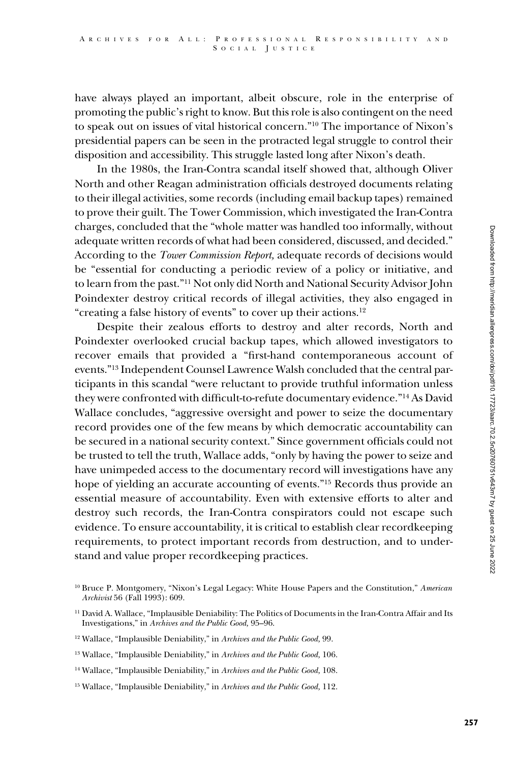have always played an important, albeit obscure, role in the enterprise of promoting the public's right to know. But this role is also contingent on the need to speak out on issues of vital historical concern."[10] The importance of Nixon's presidential papers can be seen in the protracted legal struggle to control their disposition and accessibility. This struggle lasted long after Nixon's death.

In the 1980s, the Iran-Contra scandal itself showed that, although Oliver North and other Reagan administration officials destroyed documents relating to their illegal activities, some records (including email backup tapes) remained to prove their guilt. The Tower Commission, which investigated the Iran-Contra charges, concluded that the "whole matter was handled too informally, without adequate written records of what had been considered, discussed, and decided." According to the *Tower Commission Report,* adequate records of decisions would be "essential for conducting a periodic review of a policy or initiative, and to learn from the past."[11] Not only did North and National Security Advisor John Poindexter destroy critical records of illegal activities, they also engaged in "creating a false history of events" to cover up their actions.[12]

Despite their zealous efforts to destroy and alter records, North and Poindexter overlooked crucial backup tapes, which allowed investigators to recover emails that provided a "first-hand contemporaneous account of events."[13] Independent Counsel Lawrence Walsh concluded that the central participants in this scandal "were reluctant to provide truthful information unless they were confronted with difficult-to-refute documentary evidence."[14] As David Wallace concludes, "aggressive oversight and power to seize the documentary record provides one of the few means by which democratic accountability can be secured in a national security context." Since government officials could not be trusted to tell the truth, Wallace adds, "only by having the power to seize and have unimpeded access to the documentary record will investigations have any hope of yielding an accurate accounting of events."[15] Records thus provide an essential measure of accountability. Even with extensive efforts to alter and destroy such records, the Iran-Contra conspirators could not escape such evidence. To ensure accountability, it is critical to establish clear recordkeeping requirements, to protect important records from destruction, and to understand and value proper recordkeeping practices.

[10] Bruce P. Montgomery, "Nixon's Legal Legacy: White House Papers and the Constitution," *American Archivist* 56 (Fall 1993): 609.

[11] David A. Wallace, "Implausible Deniability: The Politics of Documents in the Iran-Contra Affair and Its Investigations," in *Archives and the Public Good,* 95–96.

[12] Wallace, "Implausible Deniability," in *Archives and the Public Good,* 99.

[13] Wallace, "Implausible Deniability," in *Archives and the Public Good,* 106.

[14] Wallace, "Implausible Deniability," in *Archives and the Public Good,* 108.

[15] Wallace, "Implausible Deniability," in *Archives and the Public Good,* 112.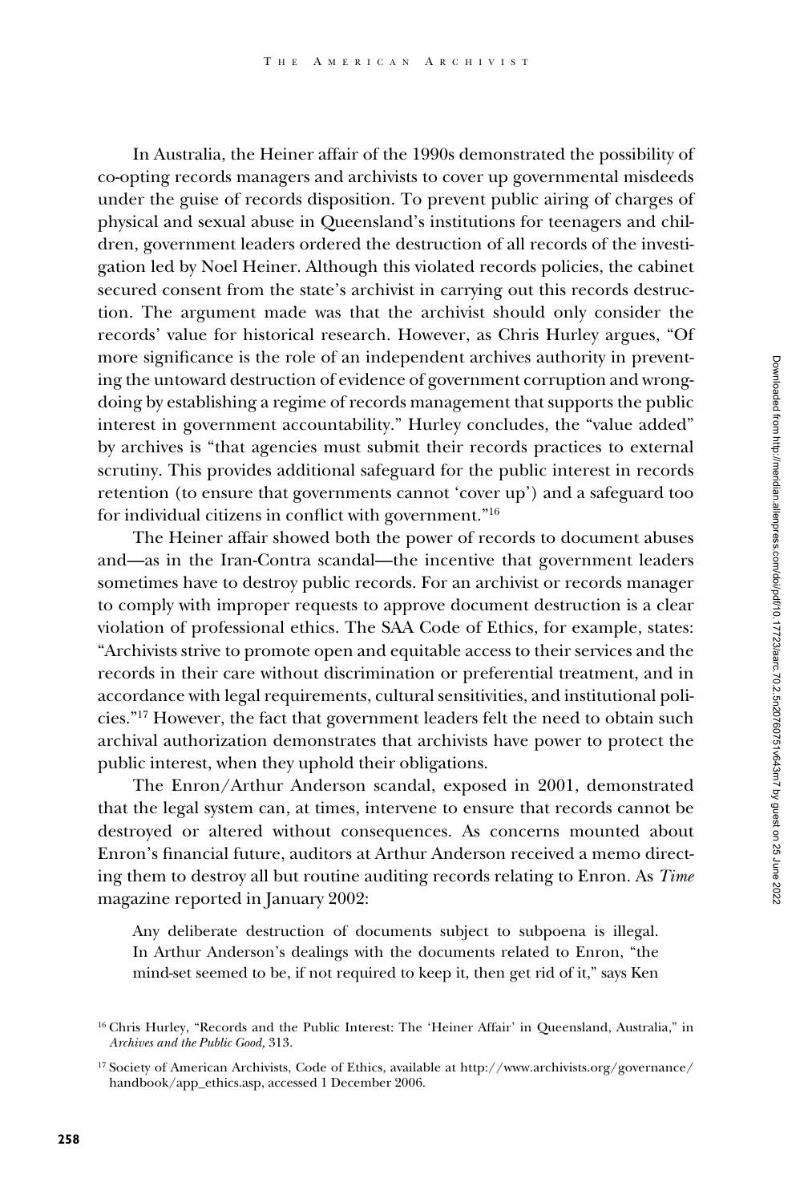In Australia, the Heiner affair of the 1990s demonstrated the possibility of co-opting records managers and archivists to cover up governmental misdeeds under the guise of records disposition. To prevent public airing of charges of physical and sexual abuse in Queensland's institutions for teenagers and children, government leaders ordered the destruction of all records of the investigation led by Noel Heiner. Although this violated records policies, the cabinet secured consent from the state's archivist in carrying out this records destruction. The argument made was that the archivist should only consider the records' value for historical research. However, as Chris Hurley argues, "Of more significance is the role of an independent archives authority in preventing the untoward destruction of evidence of government corruption and wrongdoing by establishing a regime of records management that supports the public interest in government accountability." Hurley concludes, the "value added" by archives is "that agencies must submit their records practices to external scrutiny. This provides additional safeguard for the public interest in records retention (to ensure that governments cannot 'cover up') and a safeguard too for individual citizens in conflict with government."[16]

The Heiner affair showed both the power of records to document abuses and—as in the Iran-Contra scandal—the incentive that government leaders sometimes have to destroy public records. For an archivist or records manager to comply with improper requests to approve document destruction is a clear violation of professional ethics. The SAA Code of Ethics, for example, states: "Archivists strive to promote open and equitable access to their services and the records in their care without discrimination or preferential treatment, and in accordance with legal requirements, cultural sensitivities, and institutional policies."[17] However, the fact that government leaders felt the need to obtain such archival authorization demonstrates that archivists have power to protect the public interest, when they uphold their obligations.

The Enron/Arthur Anderson scandal, exposed in 2001, demonstrated that the legal system can, at times, intervene to ensure that records cannot be destroyed or altered without consequences. As concerns mounted about Enron's financial future, auditors at Arthur Anderson received a memo directing them to destroy all but routine auditing records relating to Enron. As *Time* magazine reported in January 2002:

> Any deliberate destruction of documents subject to subpoena is illegal. In Arthur Anderson's dealings with the documents related to Enron, "the mind-set seemed to be, if not required to keep it, then get rid of it," says Ken

[16] Chris Hurley, "Records and the Public Interest: The 'Heiner Affair' in Queensland, Australia," in *Archives and the Public Good,* 313.

[17] Society of American Archivists, Code of Ethics, available at http://www.archivists.org/governance/handbook/app_ethics.asp, accessed 1 December 2006.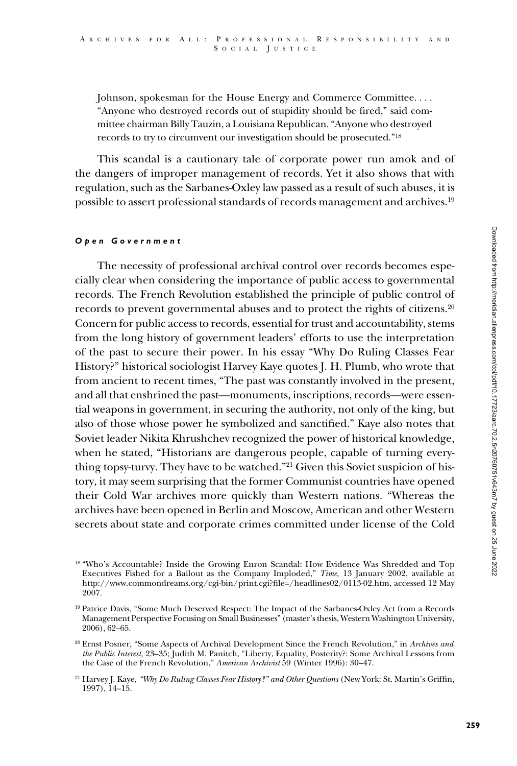Johnson, spokesman for the House Energy and Commerce Committee. . . . "Anyone who destroyed records out of stupidity should be fired," said committee chairman Billy Tauzin, a Louisiana Republican. "Anyone who destroyed records to try to circumvent our investigation should be prosecuted."[18]

This scandal is a cautionary tale of corporate power run amok and of the dangers of improper management of records. Yet it also shows that with regulation, such as the Sarbanes-Oxley law passed as a result of such abuses, it is possible to assert professional standards of records management and archives.[19]

#### *Open Government*

The necessity of professional archival control over records becomes especially clear when considering the importance of public access to governmental records. The French Revolution established the principle of public control of records to prevent governmental abuses and to protect the rights of citizens.[20] Concern for public access to records, essential for trust and accountability, stems from the long history of government leaders' efforts to use the interpretation of the past to secure their power. In his essay "Why Do Ruling Classes Fear History?" historical sociologist Harvey Kaye quotes J. H. Plumb, who wrote that from ancient to recent times, "The past was constantly involved in the present, and all that enshrined the past—monuments, inscriptions, records—were essential weapons in government, in securing the authority, not only of the king, but also of those whose power he symbolized and sanctified." Kaye also notes that Soviet leader Nikita Khrushchev recognized the power of historical knowledge, when he stated, "Historians are dangerous people, capable of turning everything topsy-turvy. They have to be watched."[21] Given this Soviet suspicion of history, it may seem surprising that the former Communist countries have opened their Cold War archives more quickly than Western nations. "Whereas the archives have been opened in Berlin and Moscow, American and other Western secrets about state and corporate crimes committed under license of the Cold

---

[18] "Who's Accountable? Inside the Growing Enron Scandal: How Evidence Was Shredded and Top Executives Fished for a Bailout as the Company Imploded," *Time,* 13 January 2002, available at http://www.commondreams.org/cgi-bin/print.cgi?file=/headlines02/0113-02.htm, accessed 12 May 2007.

[19] Patrice Davis, "Some Much Deserved Respect: The Impact of the Sarbanes-Oxley Act from a Records Management Perspective Focusing on Small Businesses" (master's thesis, Western Washington University, 2006), 62–65.

[20] Ernst Posner, "Some Aspects of Archival Development Since the French Revolution," in *Archives and the Public Interest,* 23–35; Judith M. Panitch, "Liberty, Equality, Posterity?: Some Archival Lessons from the Case of the French Revolution," *American Archivist* 59 (Winter 1996): 30–47.

[21] Harvey J. Kaye, *"Why Do Ruling Classes Fear History?" and Other Questions* (New York: St. Martin's Griffin, 1997), 14–15.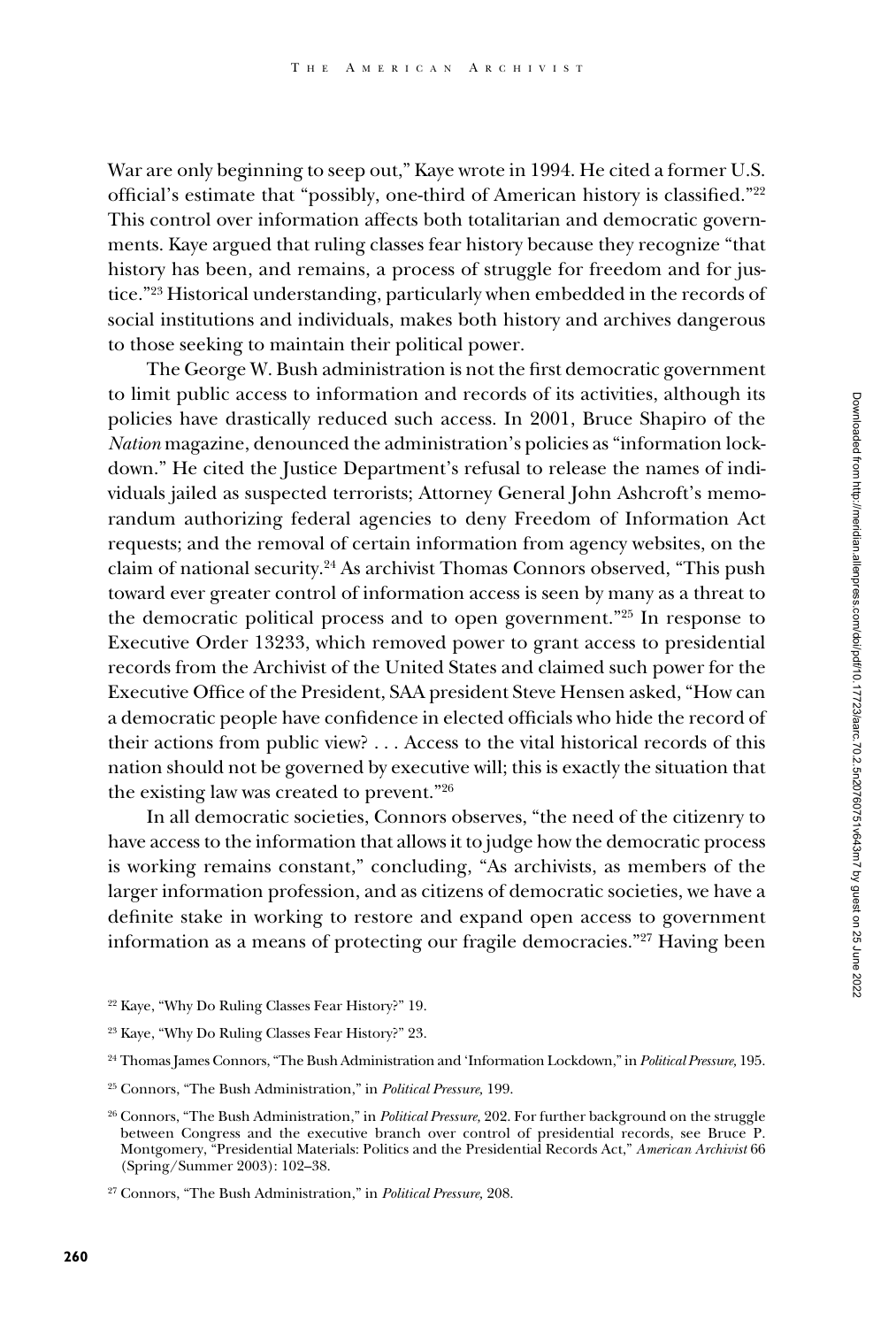War are only beginning to seep out," Kaye wrote in 1994. He cited a former U.S. official's estimate that "possibly, one-third of American history is classified."[22] This control over information affects both totalitarian and democratic governments. Kaye argued that ruling classes fear history because they recognize "that history has been, and remains, a process of struggle for freedom and for justice."[23] Historical understanding, particularly when embedded in the records of social institutions and individuals, makes both history and archives dangerous to those seeking to maintain their political power.

The George W. Bush administration is not the first democratic government to limit public access to information and records of its activities, although its policies have drastically reduced such access. In 2001, Bruce Shapiro of the *Nation* magazine, denounced the administration's policies as "information lockdown." He cited the Justice Department's refusal to release the names of individuals jailed as suspected terrorists; Attorney General John Ashcroft's memorandum authorizing federal agencies to deny Freedom of Information Act requests; and the removal of certain information from agency websites, on the claim of national security.[24] As archivist Thomas Connors observed, "This push toward ever greater control of information access is seen by many as a threat to the democratic political process and to open government."[25] In response to Executive Order 13233, which removed power to grant access to presidential records from the Archivist of the United States and claimed such power for the Executive Office of the President, SAA president Steve Hensen asked, "How can a democratic people have confidence in elected officials who hide the record of their actions from public view? . . . Access to the vital historical records of this nation should not be governed by executive will; this is exactly the situation that the existing law was created to prevent."[26]

In all democratic societies, Connors observes, "the need of the citizenry to have access to the information that allows it to judge how the democratic process is working remains constant," concluding, "As archivists, as members of the larger information profession, and as citizens of democratic societies, we have a definite stake in working to restore and expand open access to government information as a means of protecting our fragile democracies."[27] Having been

[22] Kaye, "Why Do Ruling Classes Fear History?" 19.

[23] Kaye, "Why Do Ruling Classes Fear History?" 23.

[24] Thomas James Connors, "The Bush Administration and 'Information Lockdown,'" in *Political Pressure,* 195.

[25] Connors, "The Bush Administration," in *Political Pressure,* 199.

[26] Connors, "The Bush Administration," in *Political Pressure,* 202. For further background on the struggle between Congress and the executive branch over control of presidential records, see Bruce P. Montgomery, "Presidential Materials: Politics and the Presidential Records Act," *American Archivist* 66 (Spring/Summer 2003): 102–38.

[27] Connors, "The Bush Administration," in *Political Pressure,* 208.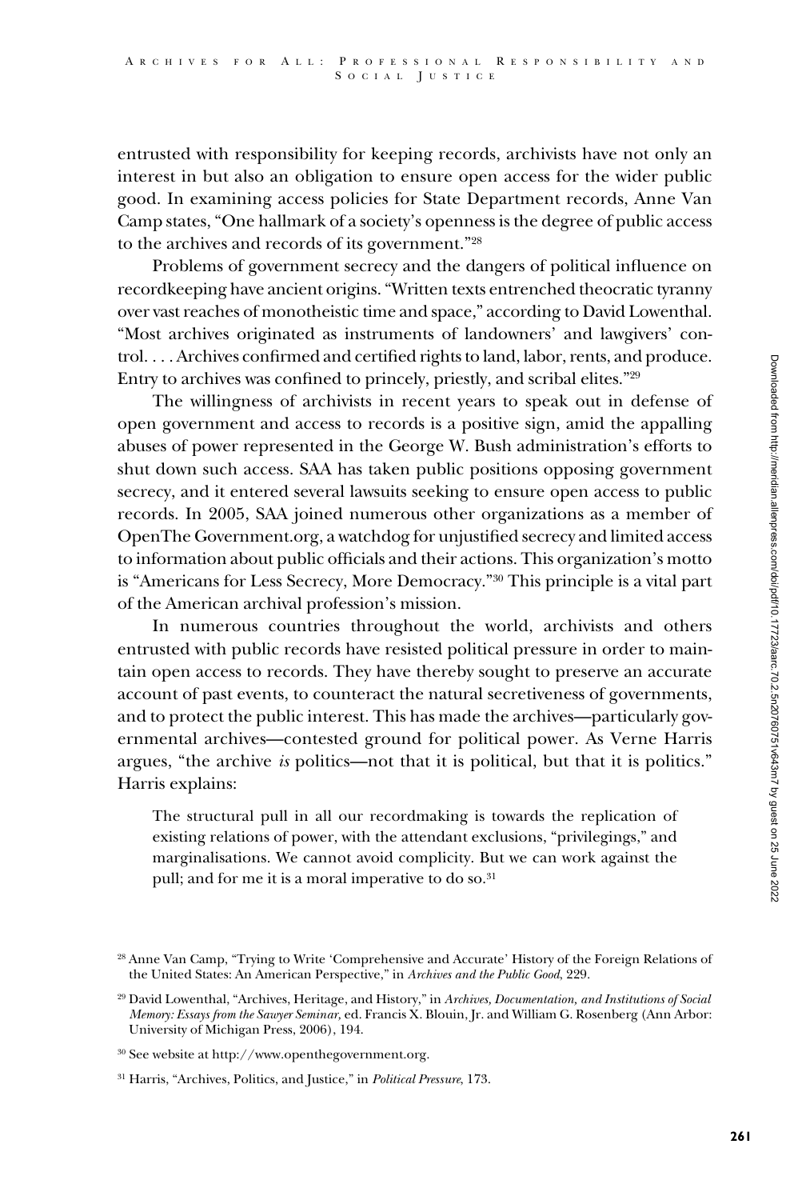entrusted with responsibility for keeping records, archivists have not only an interest in but also an obligation to ensure open access for the wider public good. In examining access policies for State Department records, Anne Van Camp states, "One hallmark of a society's openness is the degree of public access to the archives and records of its government."[28]

Problems of government secrecy and the dangers of political influence on recordkeeping have ancient origins. "Written texts entrenched theocratic tyranny over vast reaches of monotheistic time and space," according to David Lowenthal. "Most archives originated as instruments of landowners' and lawgivers' control. . . . Archives confirmed and certified rights to land, labor, rents, and produce. Entry to archives was confined to princely, priestly, and scribal elites."[29]

The willingness of archivists in recent years to speak out in defense of open government and access to records is a positive sign, amid the appalling abuses of power represented in the George W. Bush administration's efforts to shut down such access. SAA has taken public positions opposing government secrecy, and it entered several lawsuits seeking to ensure open access to public records. In 2005, SAA joined numerous other organizations as a member of OpenThe Government.org, a watchdog for unjustified secrecy and limited access to information about public officials and their actions. This organization's motto is "Americans for Less Secrecy, More Democracy."[30] This principle is a vital part of the American archival profession's mission.

In numerous countries throughout the world, archivists and others entrusted with public records have resisted political pressure in order to maintain open access to records. They have thereby sought to preserve an accurate account of past events, to counteract the natural secretiveness of governments, and to protect the public interest. This has made the archives—particularly governmental archives—contested ground for political power. As Verne Harris argues, "the archive *is* politics—not that it is political, but that it is politics." Harris explains:

> The structural pull in all our recordmaking is towards the replication of existing relations of power, with the attendant exclusions, "privilegings," and marginalisations. We cannot avoid complicity. But we can work against the pull; and for me it is a moral imperative to do so.[31]

---

[28] Anne Van Camp, "Trying to Write 'Comprehensive and Accurate' History of the Foreign Relations of the United States: An American Perspective," in *Archives and the Public Good*, 229.

[29] David Lowenthal, "Archives, Heritage, and History," in *Archives, Documentation, and Institutions of Social Memory: Essays from the Sawyer Seminar,* ed. Francis X. Blouin, Jr. and William G. Rosenberg (Ann Arbor: University of Michigan Press, 2006), 194.

[30] See website at http://www.openthegovernment.org.

[31] Harris, "Archives, Politics, and Justice," in *Political Pressure*, 173.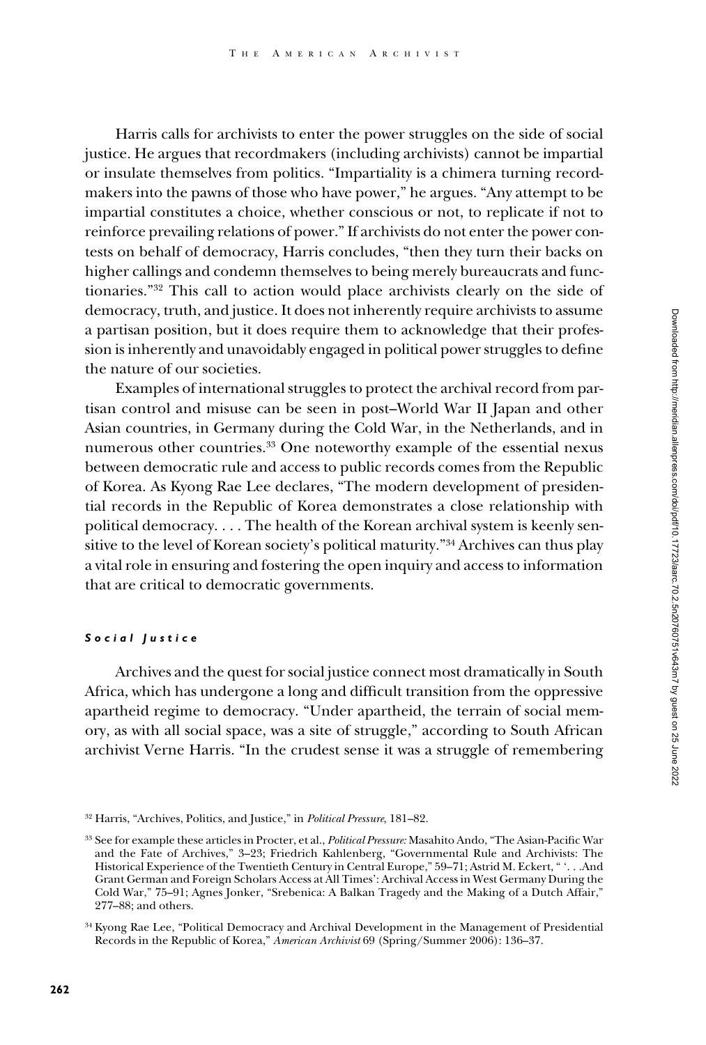Harris calls for archivists to enter the power struggles on the side of social justice. He argues that recordmakers (including archivists) cannot be impartial or insulate themselves from politics. "Impartiality is a chimera turning recordmakers into the pawns of those who have power," he argues. "Any attempt to be impartial constitutes a choice, whether conscious or not, to replicate if not to reinforce prevailing relations of power." If archivists do not enter the power contests on behalf of democracy, Harris concludes, "then they turn their backs on higher callings and condemn themselves to being merely bureaucrats and functionaries."[32] This call to action would place archivists clearly on the side of democracy, truth, and justice. It does not inherently require archivists to assume a partisan position, but it does require them to acknowledge that their profession is inherently and unavoidably engaged in political power struggles to define the nature of our societies.

Examples of international struggles to protect the archival record from partisan control and misuse can be seen in post–World War II Japan and other Asian countries, in Germany during the Cold War, in the Netherlands, and in numerous other countries.[33] One noteworthy example of the essential nexus between democratic rule and access to public records comes from the Republic of Korea. As Kyong Rae Lee declares, "The modern development of presidential records in the Republic of Korea demonstrates a close relationship with political democracy. . . . The health of the Korean archival system is keenly sensitive to the level of Korean society's political maturity."[34] Archives can thus play a vital role in ensuring and fostering the open inquiry and access to information that are critical to democratic governments.

### *Social Justice*

Archives and the quest for social justice connect most dramatically in South Africa, which has undergone a long and difficult transition from the oppressive apartheid regime to democracy. "Under apartheid, the terrain of social memory, as with all social space, was a site of struggle," according to South African archivist Verne Harris. "In the crudest sense it was a struggle of remembering

---

[32] Harris, "Archives, Politics, and Justice," in *Political Pressure*, 181–82.

[33] See for example these articles in Procter, et al., *Political Pressure:* Masahito Ando, "The Asian-Pacific War and the Fate of Archives," 3–23; Friedrich Kahlenberg, "Governmental Rule and Archivists: The Historical Experience of the Twentieth Century in Central Europe," 59–71; Astrid M. Eckert, " '. . .And Grant German and Foreign Scholars Access at All Times': Archival Access in West Germany During the Cold War," 75–91; Agnes Jonker, "Srebenica: A Balkan Tragedy and the Making of a Dutch Affair," 277–88; and others.

[34] Kyong Rae Lee, "Political Democracy and Archival Development in the Management of Presidential Records in the Republic of Korea," *American Archivist* 69 (Spring/Summer 2006): 136–37.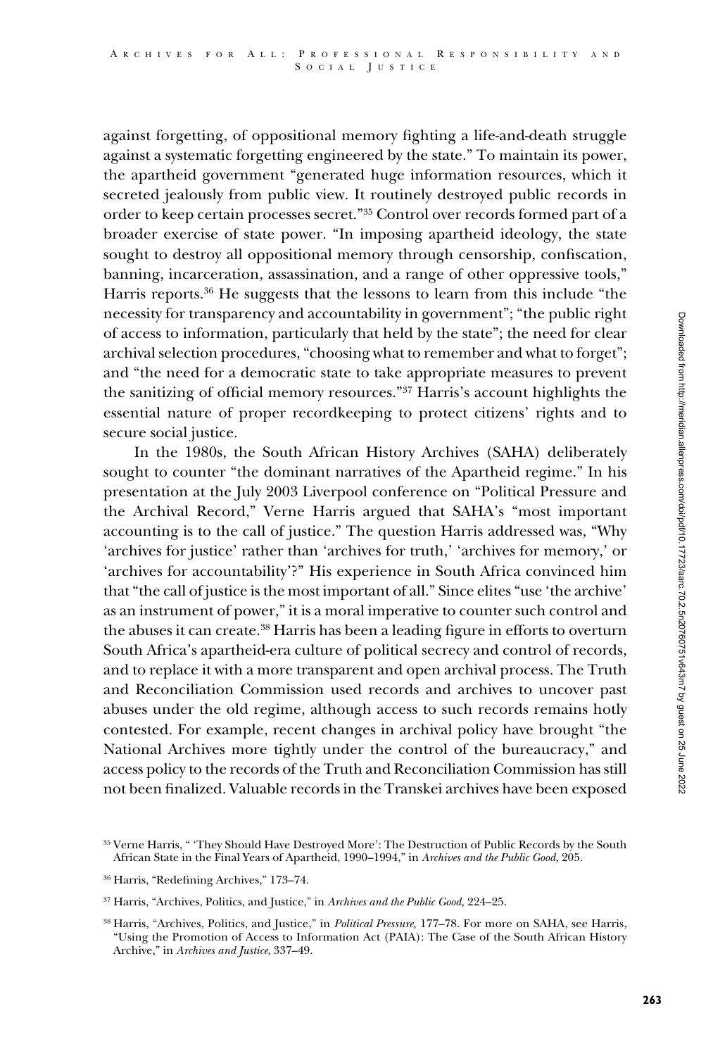against forgetting, of oppositional memory fighting a life-and-death struggle against a systematic forgetting engineered by the state." To maintain its power, the apartheid government "generated huge information resources, which it secreted jealously from public view. It routinely destroyed public records in order to keep certain processes secret."[35] Control over records formed part of a broader exercise of state power. "In imposing apartheid ideology, the state sought to destroy all oppositional memory through censorship, confiscation, banning, incarceration, assassination, and a range of other oppressive tools," Harris reports.[36] He suggests that the lessons to learn from this include "the necessity for transparency and accountability in government"; "the public right of access to information, particularly that held by the state"; the need for clear archival selection procedures, "choosing what to remember and what to forget"; and "the need for a democratic state to take appropriate measures to prevent the sanitizing of official memory resources."[37] Harris's account highlights the essential nature of proper recordkeeping to protect citizens' rights and to secure social justice.

In the 1980s, the South African History Archives (SAHA) deliberately sought to counter "the dominant narratives of the Apartheid regime." In his presentation at the July 2003 Liverpool conference on "Political Pressure and the Archival Record," Verne Harris argued that SAHA's "most important accounting is to the call of justice." The question Harris addressed was, "Why 'archives for justice' rather than 'archives for truth,' 'archives for memory,' or 'archives for accountability'?" His experience in South Africa convinced him that "the call of justice is the most important of all." Since elites "use 'the archive' as an instrument of power," it is a moral imperative to counter such control and the abuses it can create.[38] Harris has been a leading figure in efforts to overturn South Africa's apartheid-era culture of political secrecy and control of records, and to replace it with a more transparent and open archival process. The Truth and Reconciliation Commission used records and archives to uncover past abuses under the old regime, although access to such records remains hotly contested. For example, recent changes in archival policy have brought "the National Archives more tightly under the control of the bureaucracy," and access policy to the records of the Truth and Reconciliation Commission has still not been finalized. Valuable records in the Transkei archives have been exposed

[35] Verne Harris, " 'They Should Have Destroyed More': The Destruction of Public Records by the South African State in the Final Years of Apartheid, 1990–1994," in *Archives and the Public Good,* 205.

[36] Harris, "Redefining Archives," 173–74.

[37] Harris, "Archives, Politics, and Justice," in *Archives and the Public Good,* 224–25.

[38] Harris, "Archives, Politics, and Justice," in *Political Pressure,* 177–78. For more on SAHA, see Harris, "Using the Promotion of Access to Information Act (PAIA): The Case of the South African History Archive," in *Archives and Justice,* 337–49.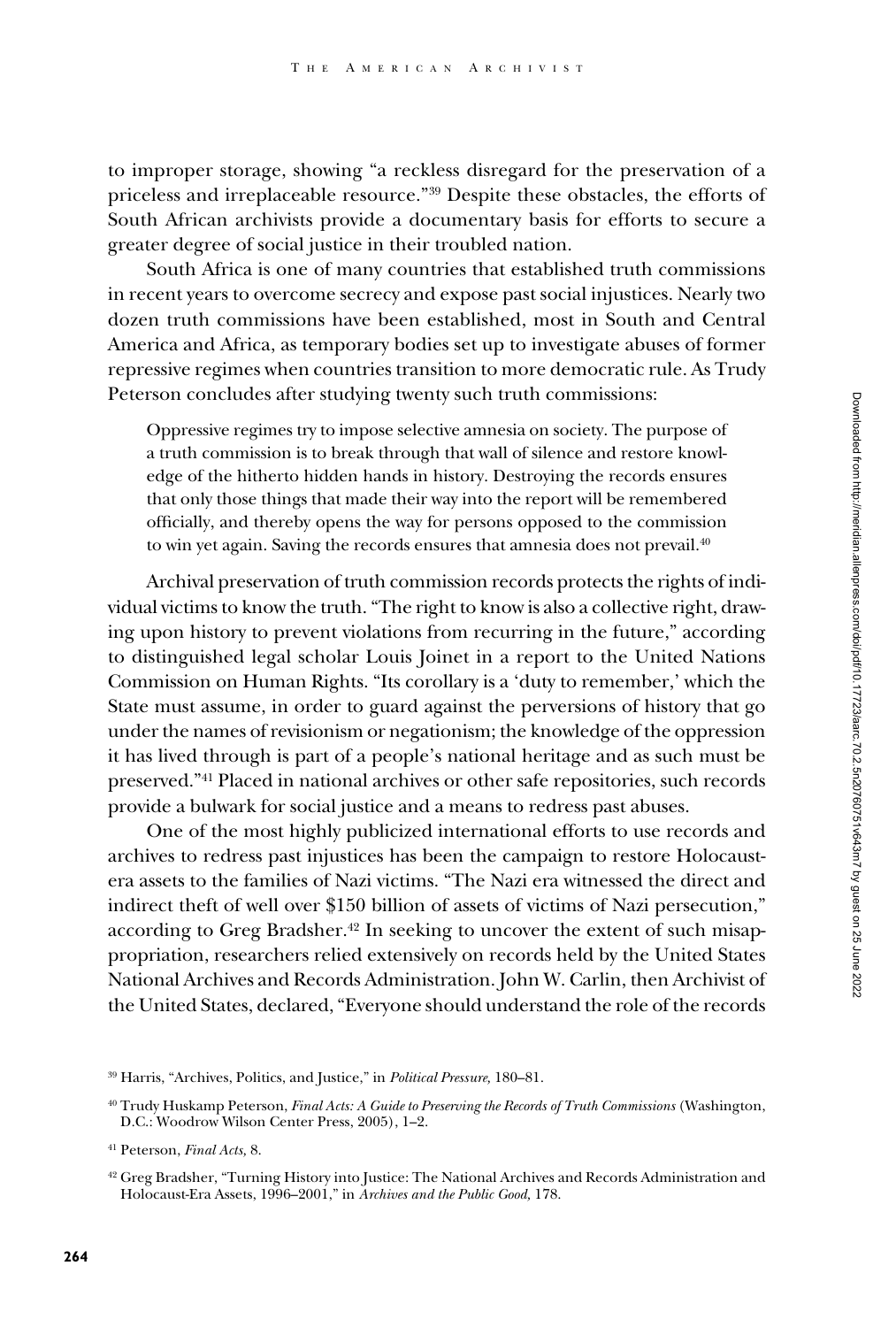to improper storage, showing "a reckless disregard for the preservation of a priceless and irreplaceable resource."[39] Despite these obstacles, the efforts of South African archivists provide a documentary basis for efforts to secure a greater degree of social justice in their troubled nation.

South Africa is one of many countries that established truth commissions in recent years to overcome secrecy and expose past social injustices. Nearly two dozen truth commissions have been established, most in South and Central America and Africa, as temporary bodies set up to investigate abuses of former repressive regimes when countries transition to more democratic rule. As Trudy Peterson concludes after studying twenty such truth commissions:

> Oppressive regimes try to impose selective amnesia on society. The purpose of a truth commission is to break through that wall of silence and restore knowledge of the hitherto hidden hands in history. Destroying the records ensures that only those things that made their way into the report will be remembered officially, and thereby opens the way for persons opposed to the commission to win yet again. Saving the records ensures that amnesia does not prevail.[40]

Archival preservation of truth commission records protects the rights of individual victims to know the truth. "The right to know is also a collective right, drawing upon history to prevent violations from recurring in the future," according to distinguished legal scholar Louis Joinet in a report to the United Nations Commission on Human Rights. "Its corollary is a 'duty to remember,' which the State must assume, in order to guard against the perversions of history that go under the names of revisionism or negationism; the knowledge of the oppression it has lived through is part of a people's national heritage and as such must be preserved."[41] Placed in national archives or other safe repositories, such records provide a bulwark for social justice and a means to redress past abuses.

One of the most highly publicized international efforts to use records and archives to redress past injustices has been the campaign to restore Holocaust-era assets to the families of Nazi victims. "The Nazi era witnessed the direct and indirect theft of well over $150 billion of assets of victims of Nazi persecution," according to Greg Bradsher.[42] In seeking to uncover the extent of such misappropriation, researchers relied extensively on records held by the United States National Archives and Records Administration. John W. Carlin, then Archivist of the United States, declared, "Everyone should understand the role of the records

---

[39] Harris, "Archives, Politics, and Justice," in *Political Pressure,* 180–81.

[40] Trudy Huskamp Peterson, *Final Acts: A Guide to Preserving the Records of Truth Commissions* (Washington, D.C.: Woodrow Wilson Center Press, 2005), 1–2.

[41] Peterson, *Final Acts,* 8.

[42] Greg Bradsher, "Turning History into Justice: The National Archives and Records Administration and Holocaust-Era Assets, 1996–2001," in *Archives and the Public Good,* 178.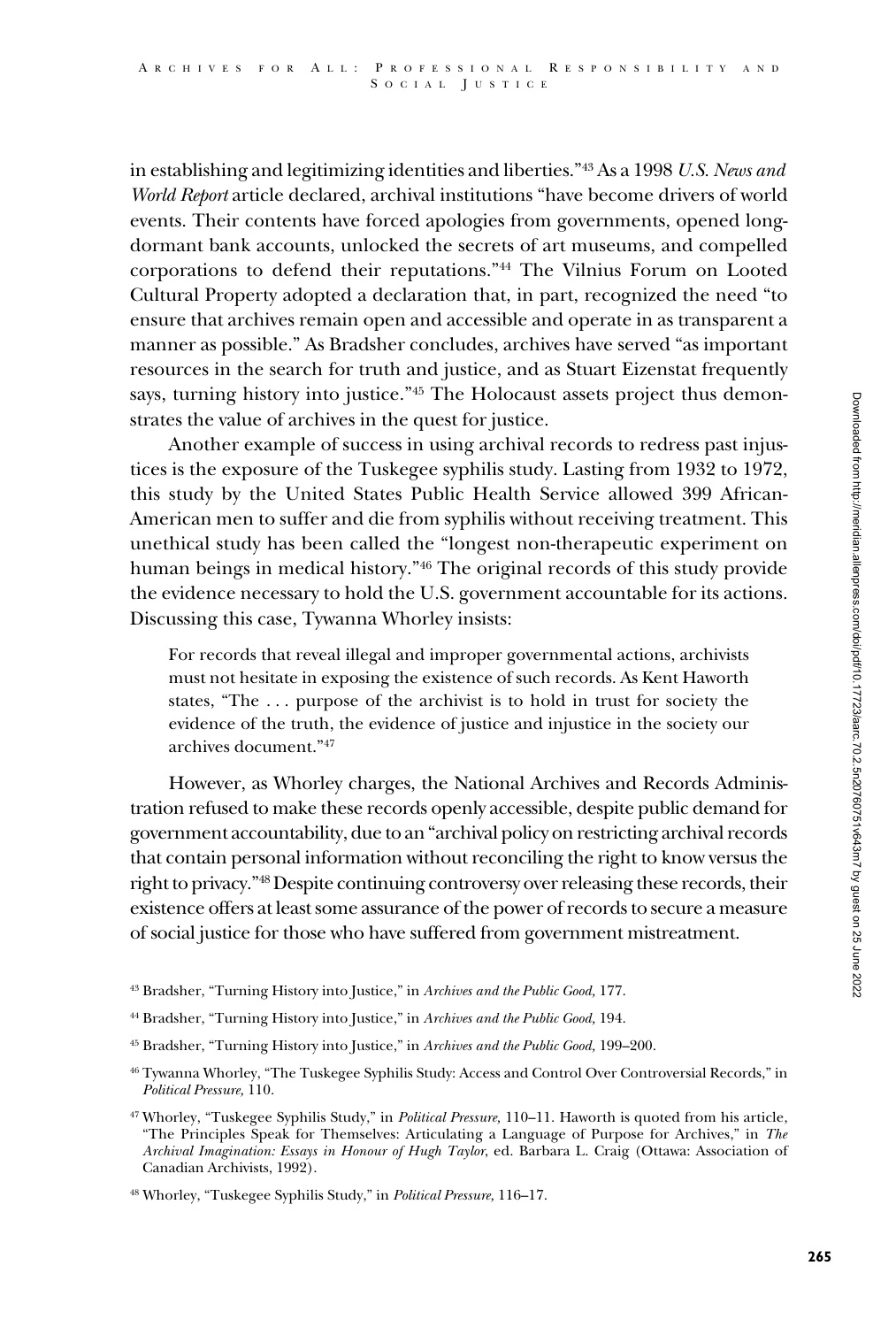in establishing and legitimizing identities and liberties."[43] As a 1998 *U.S. News and World Report* article declared, archival institutions "have become drivers of world events. Their contents have forced apologies from governments, opened long-dormant bank accounts, unlocked the secrets of art museums, and compelled corporations to defend their reputations."[44] The Vilnius Forum on Looted Cultural Property adopted a declaration that, in part, recognized the need "to ensure that archives remain open and accessible and operate in as transparent a manner as possible." As Bradsher concludes, archives have served "as important resources in the search for truth and justice, and as Stuart Eizenstat frequently says, turning history into justice."[45] The Holocaust assets project thus demonstrates the value of archives in the quest for justice.

Another example of success in using archival records to redress past injustices is the exposure of the Tuskegee syphilis study. Lasting from 1932 to 1972, this study by the United States Public Health Service allowed 399 African-American men to suffer and die from syphilis without receiving treatment. This unethical study has been called the "longest non-therapeutic experiment on human beings in medical history."[46] The original records of this study provide the evidence necessary to hold the U.S. government accountable for its actions. Discussing this case, Tywanna Whorley insists:

> For records that reveal illegal and improper governmental actions, archivists must not hesitate in exposing the existence of such records. As Kent Haworth states, "The . . . purpose of the archivist is to hold in trust for society the evidence of the truth, the evidence of justice and injustice in the society our archives document."[47]

However, as Whorley charges, the National Archives and Records Administration refused to make these records openly accessible, despite public demand for government accountability, due to an "archival policy on restricting archival records that contain personal information without reconciling the right to know versus the right to privacy."[48] Despite continuing controversy over releasing these records, their existence offers at least some assurance of the power of records to secure a measure of social justice for those who have suffered from government mistreatment.

[43] Bradsher, "Turning History into Justice," in *Archives and the Public Good,* 177.

[44] Bradsher, "Turning History into Justice," in *Archives and the Public Good,* 194.

[45] Bradsher, "Turning History into Justice," in *Archives and the Public Good,* 199–200.

[46] Tywanna Whorley, "The Tuskegee Syphilis Study: Access and Control Over Controversial Records," in *Political Pressure,* 110.

[47] Whorley, "Tuskegee Syphilis Study," in *Political Pressure,* 110–11. Haworth is quoted from his article, "The Principles Speak for Themselves: Articulating a Language of Purpose for Archives," in *The Archival Imagination: Essays in Honour of Hugh Taylor*, ed. Barbara L. Craig (Ottawa: Association of Canadian Archivists, 1992).

[48] Whorley, "Tuskegee Syphilis Study," in *Political Pressure,* 116–17.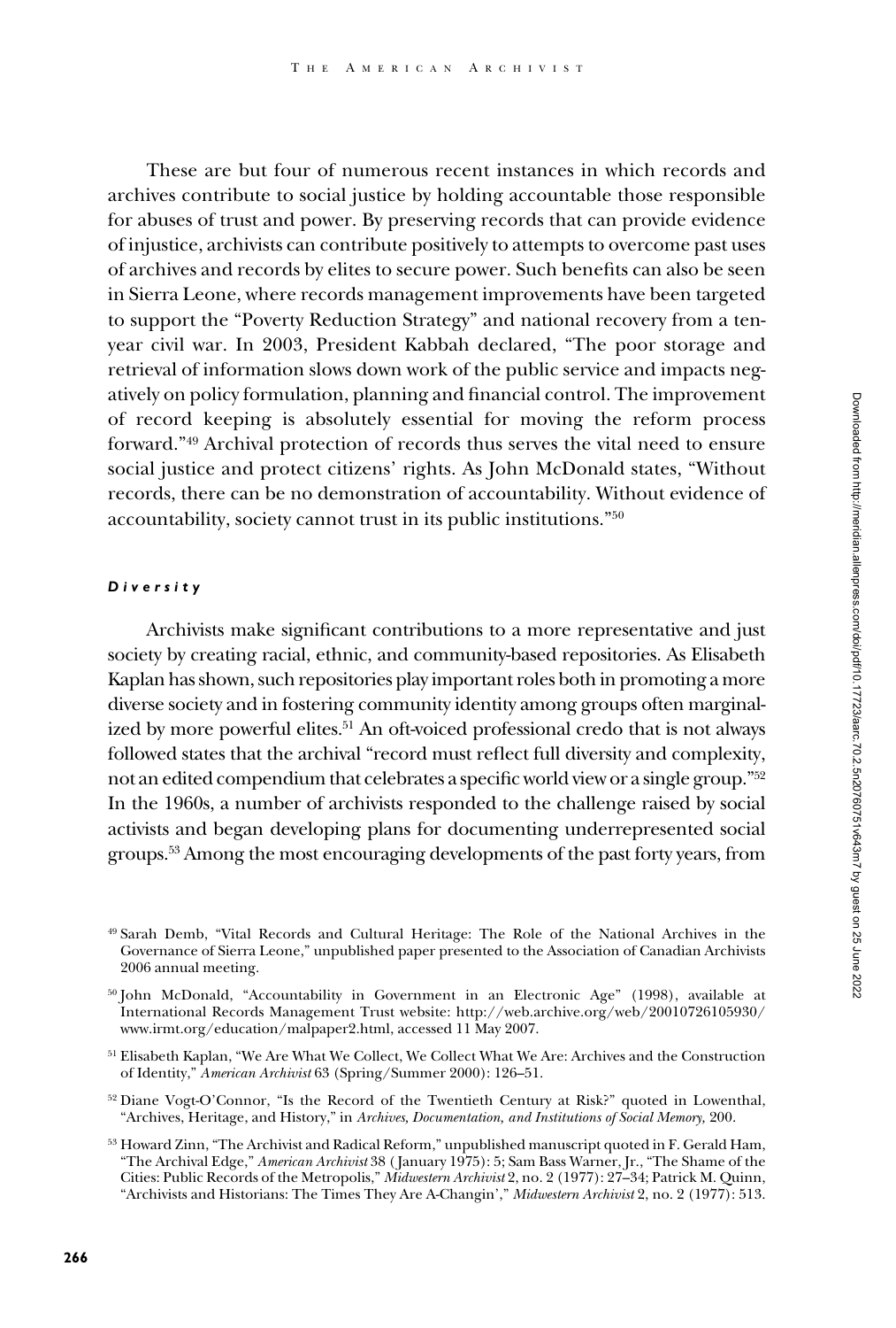These are but four of numerous recent instances in which records and archives contribute to social justice by holding accountable those responsible for abuses of trust and power. By preserving records that can provide evidence of injustice, archivists can contribute positively to attempts to overcome past uses of archives and records by elites to secure power. Such benefits can also be seen in Sierra Leone, where records management improvements have been targeted to support the "Poverty Reduction Strategy" and national recovery from a ten-year civil war. In 2003, President Kabbah declared, "The poor storage and retrieval of information slows down work of the public service and impacts negatively on policy formulation, planning and financial control. The improvement of record keeping is absolutely essential for moving the reform process forward."[49] Archival protection of records thus serves the vital need to ensure social justice and protect citizens' rights. As John McDonald states, "Without records, there can be no demonstration of accountability. Without evidence of accountability, society cannot trust in its public institutions."[50]

### *Diversity*

Archivists make significant contributions to a more representative and just society by creating racial, ethnic, and community-based repositories. As Elisabeth Kaplan has shown, such repositories play important roles both in promoting a more diverse society and in fostering community identity among groups often marginalized by more powerful elites.[51] An oft-voiced professional credo that is not always followed states that the archival "record must reflect full diversity and complexity, not an edited compendium that celebrates a specific world view or a single group."[52] In the 1960s, a number of archivists responded to the challenge raised by social activists and began developing plans for documenting underrepresented social groups.[53] Among the most encouraging developments of the past forty years, from

[49] Sarah Demb, "Vital Records and Cultural Heritage: The Role of the National Archives in the Governance of Sierra Leone," unpublished paper presented to the Association of Canadian Archivists 2006 annual meeting.

[50] John McDonald, "Accountability in Government in an Electronic Age" (1998), available at International Records Management Trust website: http://web.archive.org/web/20010726105930/www.irmt.org/education/malpaper2.html, accessed 11 May 2007.

[51] Elisabeth Kaplan, "We Are What We Collect, We Collect What We Are: Archives and the Construction of Identity," *American Archivist* 63 (Spring/Summer 2000): 126–51.

[52] Diane Vogt-O'Connor, "Is the Record of the Twentieth Century at Risk?" quoted in Lowenthal, "Archives, Heritage, and History," in *Archives, Documentation, and Institutions of Social Memory,* 200.

[53] Howard Zinn, "The Archivist and Radical Reform," unpublished manuscript quoted in F. Gerald Ham, "The Archival Edge," *American Archivist* 38 ( January 1975): 5; Sam Bass Warner, Jr., "The Shame of the Cities: Public Records of the Metropolis," *Midwestern Archivist* 2, no. 2 (1977): 27–34; Patrick M. Quinn, "Archivists and Historians: The Times They Are A-Changin'," *Midwestern Archivist* 2, no. 2 (1977): 513.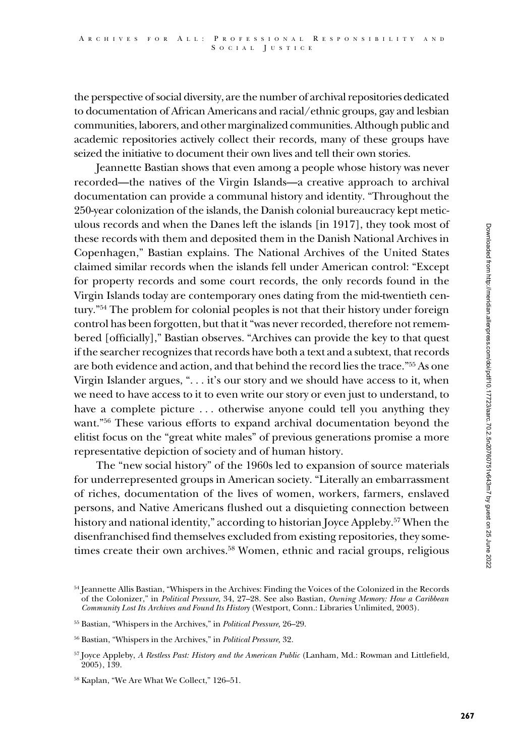the perspective of social diversity, are the number of archival repositories dedicated to documentation of African Americans and racial/ethnic groups, gay and lesbian communities, laborers, and other marginalized communities. Although public and academic repositories actively collect their records, many of these groups have seized the initiative to document their own lives and tell their own stories.

Jeannette Bastian shows that even among a people whose history was never recorded—the natives of the Virgin Islands—a creative approach to archival documentation can provide a communal history and identity. "Throughout the 250-year colonization of the islands, the Danish colonial bureaucracy kept meticulous records and when the Danes left the islands [in 1917], they took most of these records with them and deposited them in the Danish National Archives in Copenhagen," Bastian explains. The National Archives of the United States claimed similar records when the islands fell under American control: "Except for property records and some court records, the only records found in the Virgin Islands today are contemporary ones dating from the mid-twentieth century."[54] The problem for colonial peoples is not that their history under foreign control has been forgotten, but that it "was never recorded, therefore not remembered [officially]," Bastian observes. "Archives can provide the key to that quest if the searcher recognizes that records have both a text and a subtext, that records are both evidence and action, and that behind the record lies the trace."[55] As one Virgin Islander argues, ". . . it's our story and we should have access to it, when we need to have access to it to even write our story or even just to understand, to have a complete picture . . . otherwise anyone could tell you anything they want."[56] These various efforts to expand archival documentation beyond the elitist focus on the "great white males" of previous generations promise a more representative depiction of society and of human history.

The "new social history" of the 1960s led to expansion of source materials for underrepresented groups in American society. "Literally an embarrassment of riches, documentation of the lives of women, workers, farmers, enslaved persons, and Native Americans flushed out a disquieting connection between history and national identity," according to historian Joyce Appleby.[57] When the disenfranchised find themselves excluded from existing repositories, they sometimes create their own archives.[58] Women, ethnic and racial groups, religious

[54] Jeannette Allis Bastian, "Whispers in the Archives: Finding the Voices of the Colonized in the Records of the Colonizer," in *Political Pressure,* 34, 27–28. See also Bastian, *Owning Memory: How a Caribbean Community Lost Its Archives and Found Its History* (Westport, Conn.: Libraries Unlimited, 2003).

[55] Bastian, "Whispers in the Archives," in *Political Pressure,* 26–29.

[56] Bastian, "Whispers in the Archives," in *Political Pressure,* 32.

[57] Joyce Appleby, *A Restless Past: History and the American Public* (Lanham, Md.: Rowman and Littlefield, 2005), 139.

[58] Kaplan, "We Are What We Collect," 126–51.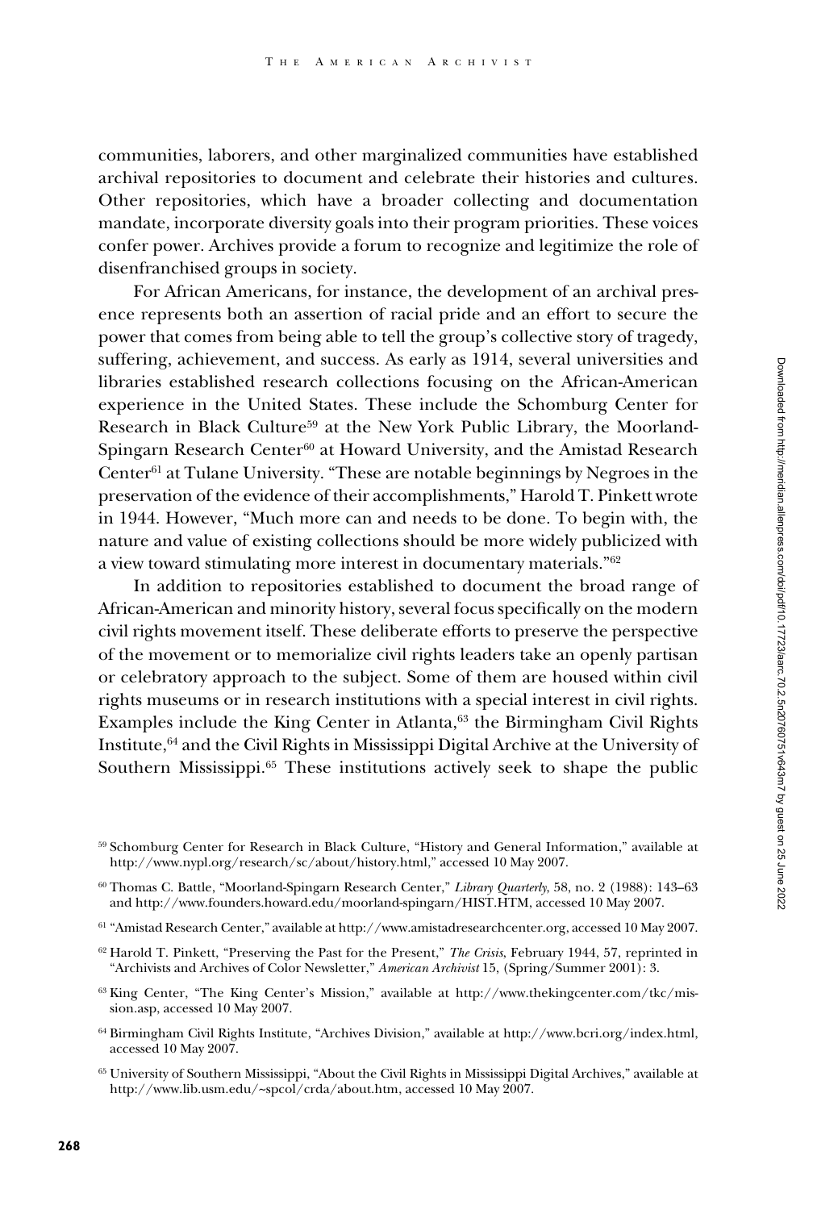communities, laborers, and other marginalized communities have established archival repositories to document and celebrate their histories and cultures. Other repositories, which have a broader collecting and documentation mandate, incorporate diversity goals into their program priorities. These voices confer power. Archives provide a forum to recognize and legitimize the role of disenfranchised groups in society.

For African Americans, for instance, the development of an archival presence represents both an assertion of racial pride and an effort to secure the power that comes from being able to tell the group's collective story of tragedy, suffering, achievement, and success. As early as 1914, several universities and libraries established research collections focusing on the African-American experience in the United States. These include the Schomburg Center for Research in Black Culture[59] at the New York Public Library, the Moorland-Spingarn Research Center[60] at Howard University, and the Amistad Research Center[61] at Tulane University. "These are notable beginnings by Negroes in the preservation of the evidence of their accomplishments," Harold T. Pinkett wrote in 1944. However, "Much more can and needs to be done. To begin with, the nature and value of existing collections should be more widely publicized with a view toward stimulating more interest in documentary materials."[62]

In addition to repositories established to document the broad range of African-American and minority history, several focus specifically on the modern civil rights movement itself. These deliberate efforts to preserve the perspective of the movement or to memorialize civil rights leaders take an openly partisan or celebratory approach to the subject. Some of them are housed within civil rights museums or in research institutions with a special interest in civil rights. Examples include the King Center in Atlanta,[63] the Birmingham Civil Rights Institute,[64] and the Civil Rights in Mississippi Digital Archive at the University of Southern Mississippi.[65] These institutions actively seek to shape the public

[59] Schomburg Center for Research in Black Culture, "History and General Information," available at http://www.nypl.org/research/sc/about/history.html," accessed 10 May 2007.

[60] Thomas C. Battle, "Moorland-Spingarn Research Center," *Library Quarterly*, 58, no. 2 (1988): 143–63 and http://www.founders.howard.edu/moorland-spingarn/HIST.HTM, accessed 10 May 2007.

[61] "Amistad Research Center," available at http://www.amistadresearchcenter.org, accessed 10 May 2007.

[62] Harold T. Pinkett, "Preserving the Past for the Present," *The Crisis*, February 1944, 57, reprinted in "Archivists and Archives of Color Newsletter," *American Archivist* 15, (Spring/Summer 2001): 3.

[63] King Center, "The King Center's Mission," available at http://www.thekingcenter.com/tkc/mission.asp, accessed 10 May 2007.

[64] Birmingham Civil Rights Institute, "Archives Division," available at http://www.bcri.org/index.html, accessed 10 May 2007.

[65] University of Southern Mississippi, "About the Civil Rights in Mississippi Digital Archives," available at http://www.lib.usm.edu/~spcol/crda/about.htm, accessed 10 May 2007.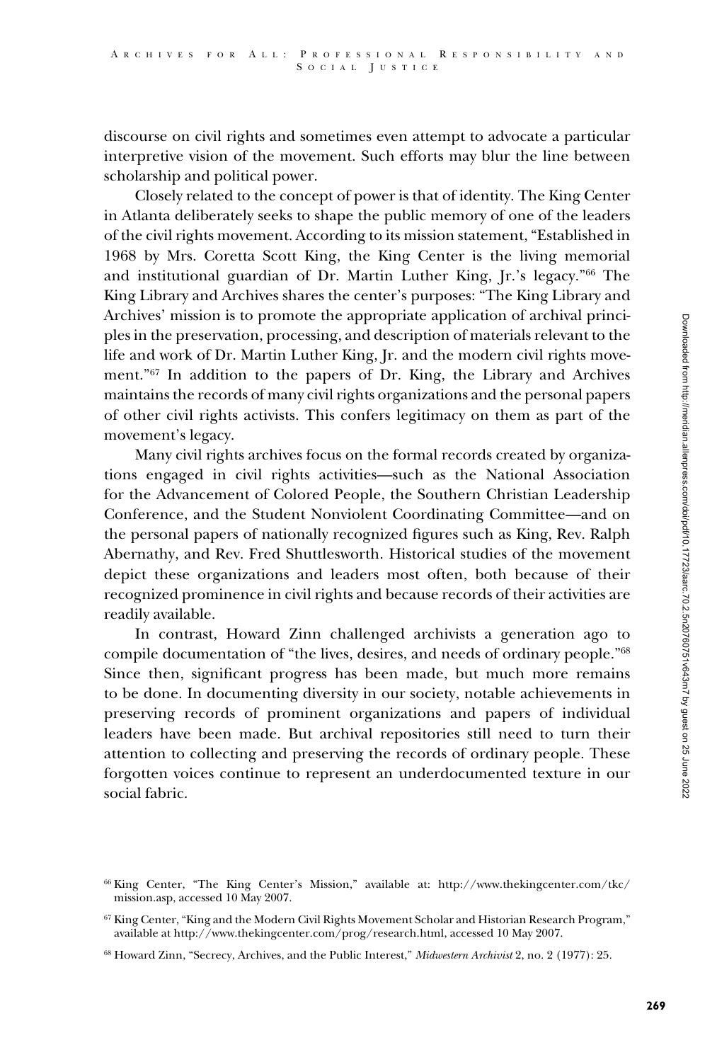discourse on civil rights and sometimes even attempt to advocate a particular interpretive vision of the movement. Such efforts may blur the line between scholarship and political power.

Closely related to the concept of power is that of identity. The King Center in Atlanta deliberately seeks to shape the public memory of one of the leaders of the civil rights movement. According to its mission statement, "Established in 1968 by Mrs. Coretta Scott King, the King Center is the living memorial and institutional guardian of Dr. Martin Luther King, Jr.'s legacy."[66] The King Library and Archives shares the center's purposes: "The King Library and Archives' mission is to promote the appropriate application of archival principles in the preservation, processing, and description of materials relevant to the life and work of Dr. Martin Luther King, Jr. and the modern civil rights movement."[67] In addition to the papers of Dr. King, the Library and Archives maintains the records of many civil rights organizations and the personal papers of other civil rights activists. This confers legitimacy on them as part of the movement's legacy.

Many civil rights archives focus on the formal records created by organizations engaged in civil rights activities—such as the National Association for the Advancement of Colored People, the Southern Christian Leadership Conference, and the Student Nonviolent Coordinating Committee—and on the personal papers of nationally recognized figures such as King, Rev. Ralph Abernathy, and Rev. Fred Shuttlesworth. Historical studies of the movement depict these organizations and leaders most often, both because of their recognized prominence in civil rights and because records of their activities are readily available.

In contrast, Howard Zinn challenged archivists a generation ago to compile documentation of "the lives, desires, and needs of ordinary people."[68] Since then, significant progress has been made, but much more remains to be done. In documenting diversity in our society, notable achievements in preserving records of prominent organizations and papers of individual leaders have been made. But archival repositories still need to turn their attention to collecting and preserving the records of ordinary people. These forgotten voices continue to represent an underdocumented texture in our social fabric.

---

[66] King Center, "The King Center's Mission," available at: http://www.thekingcenter.com/tkc/mission.asp, accessed 10 May 2007.

[67] King Center, "King and the Modern Civil Rights Movement Scholar and Historian Research Program," available at http://www.thekingcenter.com/prog/research.html, accessed 10 May 2007.

[68] Howard Zinn, "Secrecy, Archives, and the Public Interest," *Midwestern Archivist* 2, no. 2 (1977): 25.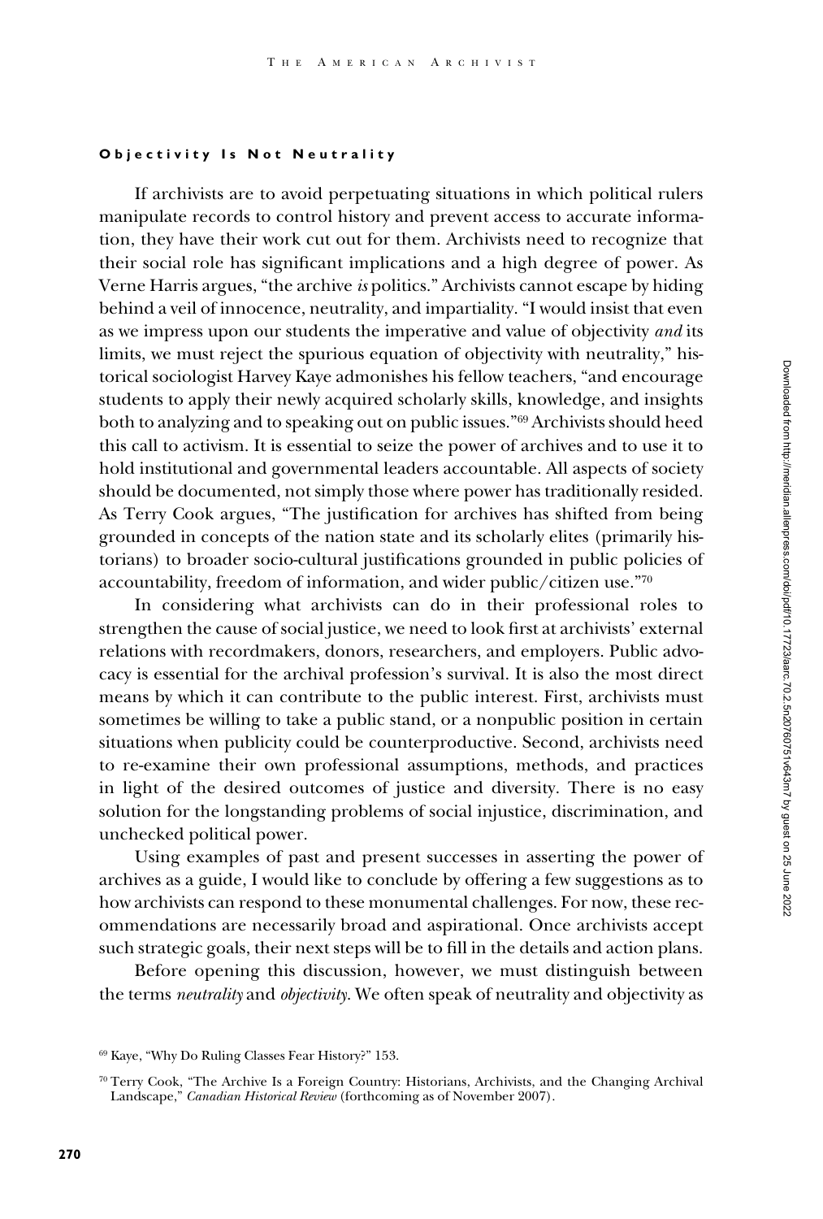### Objectivity Is Not Neutrality

If archivists are to avoid perpetuating situations in which political rulers manipulate records to control history and prevent access to accurate information, they have their work cut out for them. Archivists need to recognize that their social role has significant implications and a high degree of power. As Verne Harris argues, "the archive *is* politics." Archivists cannot escape by hiding behind a veil of innocence, neutrality, and impartiality. "I would insist that even as we impress upon our students the imperative and value of objectivity *and* its limits, we must reject the spurious equation of objectivity with neutrality," historical sociologist Harvey Kaye admonishes his fellow teachers, "and encourage students to apply their newly acquired scholarly skills, knowledge, and insights both to analyzing and to speaking out on public issues."[69] Archivists should heed this call to activism. It is essential to seize the power of archives and to use it to hold institutional and governmental leaders accountable. All aspects of society should be documented, not simply those where power has traditionally resided. As Terry Cook argues, "The justification for archives has shifted from being grounded in concepts of the nation state and its scholarly elites (primarily historians) to broader socio-cultural justifications grounded in public policies of accountability, freedom of information, and wider public/citizen use."[70]

In considering what archivists can do in their professional roles to strengthen the cause of social justice, we need to look first at archivists' external relations with recordmakers, donors, researchers, and employers. Public advocacy is essential for the archival profession's survival. It is also the most direct means by which it can contribute to the public interest. First, archivists must sometimes be willing to take a public stand, or a nonpublic position in certain situations when publicity could be counterproductive. Second, archivists need to re-examine their own professional assumptions, methods, and practices in light of the desired outcomes of justice and diversity. There is no easy solution for the longstanding problems of social injustice, discrimination, and unchecked political power.

Using examples of past and present successes in asserting the power of archives as a guide, I would like to conclude by offering a few suggestions as to how archivists can respond to these monumental challenges. For now, these recommendations are necessarily broad and aspirational. Once archivists accept such strategic goals, their next steps will be to fill in the details and action plans.

Before opening this discussion, however, we must distinguish between the terms *neutrality* and *objectivity*. We often speak of neutrality and objectivity as

---

[69] Kaye, "Why Do Ruling Classes Fear History?" 153.

[70] Terry Cook, "The Archive Is a Foreign Country: Historians, Archivists, and the Changing Archival Landscape," *Canadian Historical Review* (forthcoming as of November 2007).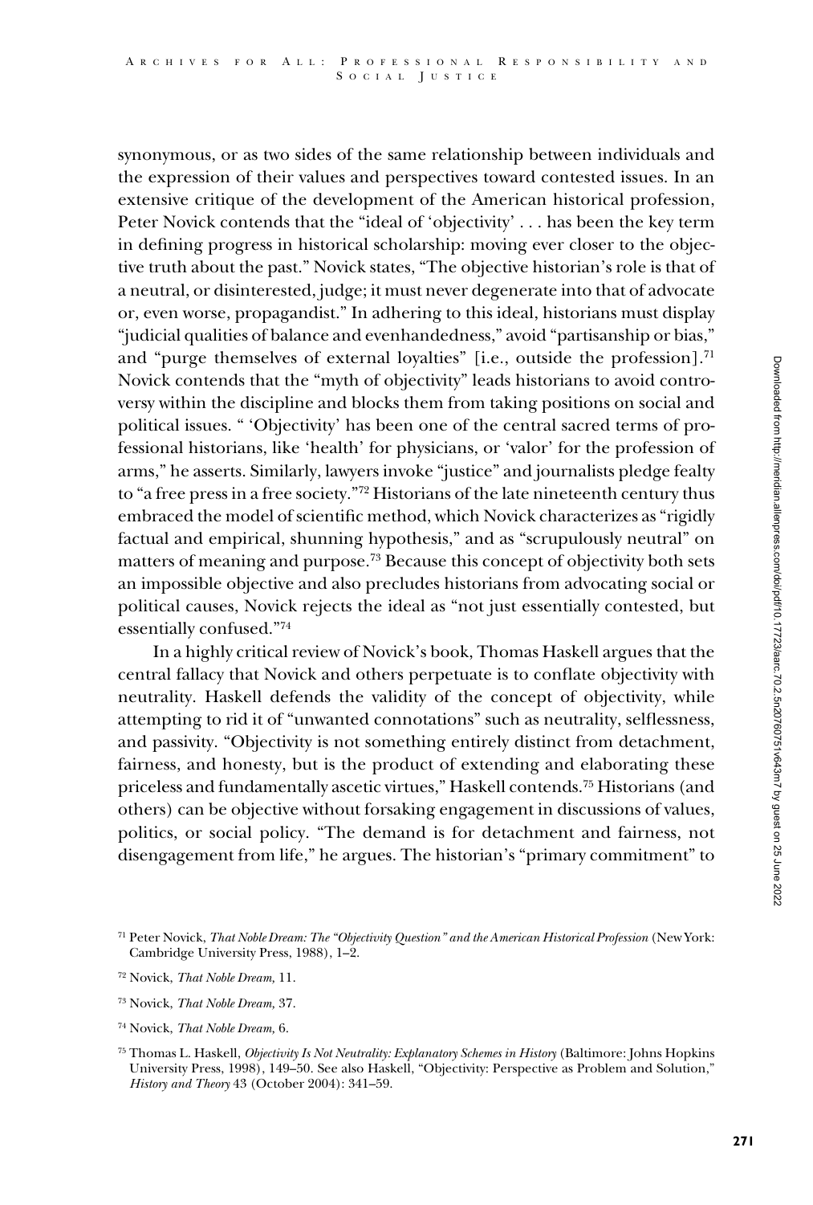synonymous, or as two sides of the same relationship between individuals and the expression of their values and perspectives toward contested issues. In an extensive critique of the development of the American historical profession, Peter Novick contends that the "ideal of 'objectivity' . . . has been the key term in defining progress in historical scholarship: moving ever closer to the objective truth about the past." Novick states, "The objective historian's role is that of a neutral, or disinterested, judge; it must never degenerate into that of advocate or, even worse, propagandist." In adhering to this ideal, historians must display "judicial qualities of balance and evenhandedness," avoid "partisanship or bias," and "purge themselves of external loyalties" [i.e., outside the profession].[71] Novick contends that the "myth of objectivity" leads historians to avoid controversy within the discipline and blocks them from taking positions on social and political issues. " 'Objectivity' has been one of the central sacred terms of professional historians, like 'health' for physicians, or 'valor' for the profession of arms," he asserts. Similarly, lawyers invoke "justice" and journalists pledge fealty to "a free press in a free society."[72] Historians of the late nineteenth century thus embraced the model of scientific method, which Novick characterizes as "rigidly factual and empirical, shunning hypothesis," and as "scrupulously neutral" on matters of meaning and purpose.[73] Because this concept of objectivity both sets an impossible objective and also precludes historians from advocating social or political causes, Novick rejects the ideal as "not just essentially contested, but essentially confused."[74]

In a highly critical review of Novick's book, Thomas Haskell argues that the central fallacy that Novick and others perpetuate is to conflate objectivity with neutrality. Haskell defends the validity of the concept of objectivity, while attempting to rid it of "unwanted connotations" such as neutrality, selflessness, and passivity. "Objectivity is not something entirely distinct from detachment, fairness, and honesty, but is the product of extending and elaborating these priceless and fundamentally ascetic virtues," Haskell contends.[75] Historians (and others) can be objective without forsaking engagement in discussions of values, politics, or social policy. "The demand is for detachment and fairness, not disengagement from life," he argues. The historian's "primary commitment" to

---

[71] Peter Novick, *That Noble Dream: The "Objectivity Question" and the American Historical Profession* (New York: Cambridge University Press, 1988), 1–2.

[72] Novick, *That Noble Dream,* 11.

[73] Novick, *That Noble Dream,* 37.

[74] Novick, *That Noble Dream,* 6.

[75] Thomas L. Haskell, *Objectivity Is Not Neutrality: Explanatory Schemes in History* (Baltimore: Johns Hopkins University Press, 1998), 149–50. See also Haskell, "Objectivity: Perspective as Problem and Solution," *History and Theory* 43 (October 2004): 341–59.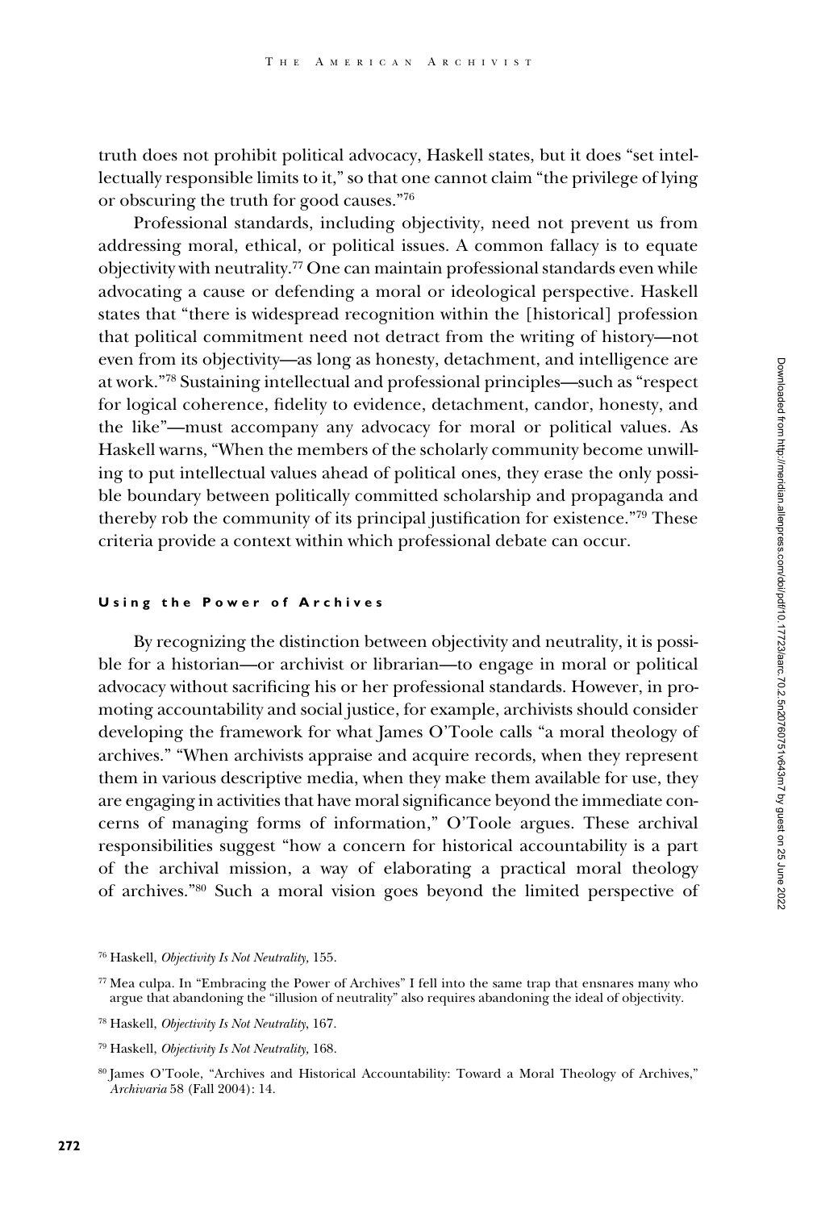truth does not prohibit political advocacy, Haskell states, but it does "set intellectually responsible limits to it," so that one cannot claim "the privilege of lying or obscuring the truth for good causes."[76]

Professional standards, including objectivity, need not prevent us from addressing moral, ethical, or political issues. A common fallacy is to equate objectivity with neutrality.[77] One can maintain professional standards even while advocating a cause or defending a moral or ideological perspective. Haskell states that "there is widespread recognition within the [historical] profession that political commitment need not detract from the writing of history—not even from its objectivity—as long as honesty, detachment, and intelligence are at work."[78] Sustaining intellectual and professional principles—such as "respect for logical coherence, fidelity to evidence, detachment, candor, honesty, and the like"—must accompany any advocacy for moral or political values. As Haskell warns, "When the members of the scholarly community become unwilling to put intellectual values ahead of political ones, they erase the only possible boundary between politically committed scholarship and propaganda and thereby rob the community of its principal justification for existence."[79] These criteria provide a context within which professional debate can occur.

## Using the Power of Archives

By recognizing the distinction between objectivity and neutrality, it is possible for a historian—or archivist or librarian—to engage in moral or political advocacy without sacrificing his or her professional standards. However, in promoting accountability and social justice, for example, archivists should consider developing the framework for what James O'Toole calls "a moral theology of archives." "When archivists appraise and acquire records, when they represent them in various descriptive media, when they make them available for use, they are engaging in activities that have moral significance beyond the immediate concerns of managing forms of information," O'Toole argues. These archival responsibilities suggest "how a concern for historical accountability is a part of the archival mission, a way of elaborating a practical moral theology of archives."[80] Such a moral vision goes beyond the limited perspective of

---

[76] Haskell, *Objectivity Is Not Neutrality,* 155.

[77] Mea culpa. In "Embracing the Power of Archives" I fell into the same trap that ensnares many who argue that abandoning the "illusion of neutrality" also requires abandoning the ideal of objectivity.

[78] Haskell, *Objectivity Is Not Neutrality*, 167.

[79] Haskell, *Objectivity Is Not Neutrality,* 168.

[80] James O'Toole, "Archives and Historical Accountability: Toward a Moral Theology of Archives," *Archivaria* 58 (Fall 2004): 14.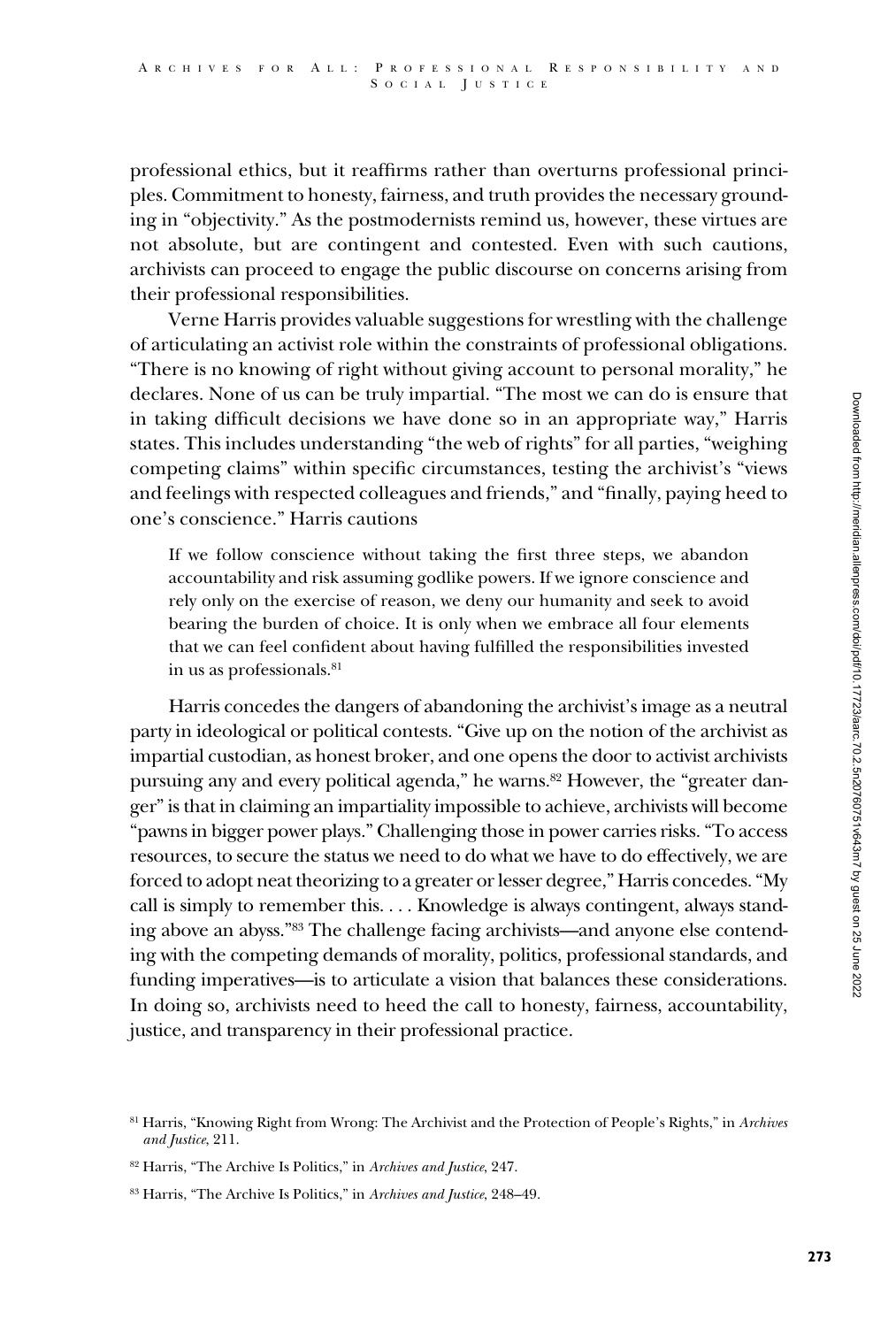professional ethics, but it reaffirms rather than overturns professional principles. Commitment to honesty, fairness, and truth provides the necessary grounding in "objectivity." As the postmodernists remind us, however, these virtues are not absolute, but are contingent and contested. Even with such cautions, archivists can proceed to engage the public discourse on concerns arising from their professional responsibilities.

Verne Harris provides valuable suggestions for wrestling with the challenge of articulating an activist role within the constraints of professional obligations. "There is no knowing of right without giving account to personal morality," he declares. None of us can be truly impartial. "The most we can do is ensure that in taking difficult decisions we have done so in an appropriate way," Harris states. This includes understanding "the web of rights" for all parties, "weighing competing claims" within specific circumstances, testing the archivist's "views and feelings with respected colleagues and friends," and "finally, paying heed to one's conscience." Harris cautions

> If we follow conscience without taking the first three steps, we abandon accountability and risk assuming godlike powers. If we ignore conscience and rely only on the exercise of reason, we deny our humanity and seek to avoid bearing the burden of choice. It is only when we embrace all four elements that we can feel confident about having fulfilled the responsibilities invested in us as professionals.[81]

Harris concedes the dangers of abandoning the archivist's image as a neutral party in ideological or political contests. "Give up on the notion of the archivist as impartial custodian, as honest broker, and one opens the door to activist archivists pursuing any and every political agenda," he warns.[82] However, the "greater danger" is that in claiming an impartiality impossible to achieve, archivists will become "pawns in bigger power plays." Challenging those in power carries risks. "To access resources, to secure the status we need to do what we have to do effectively, we are forced to adopt neat theorizing to a greater or lesser degree," Harris concedes. "My call is simply to remember this. . . . Knowledge is always contingent, always standing above an abyss."[83] The challenge facing archivists—and anyone else contending with the competing demands of morality, politics, professional standards, and funding imperatives—is to articulate a vision that balances these considerations. In doing so, archivists need to heed the call to honesty, fairness, accountability, justice, and transparency in their professional practice.

---

[81] Harris, "Knowing Right from Wrong: The Archivist and the Protection of People's Rights," in *Archives and Justice*, 211.

[82] Harris, "The Archive Is Politics," in *Archives and Justice*, 247.

[83] Harris, "The Archive Is Politics," in *Archives and Justice*, 248–49.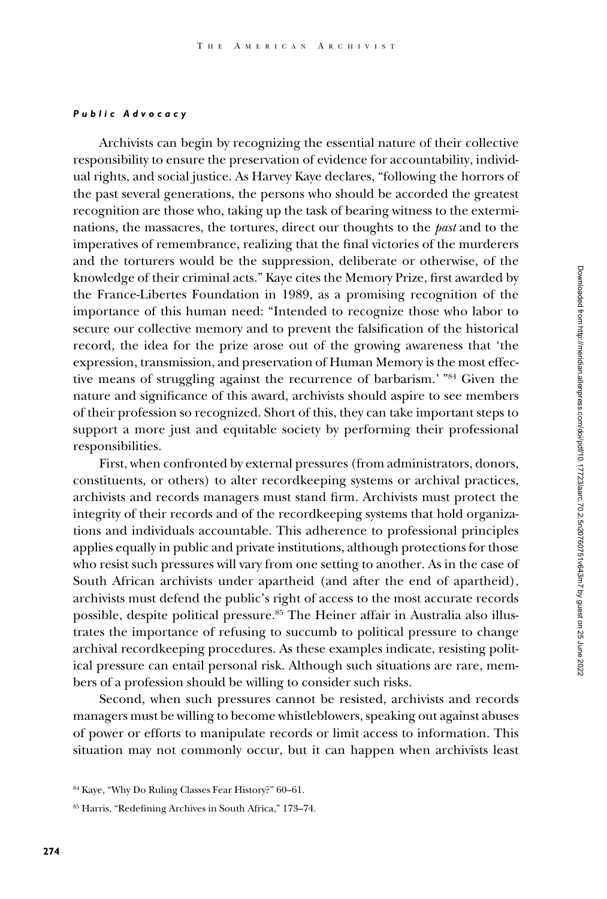### *Public Advocacy*

Archivists can begin by recognizing the essential nature of their collective responsibility to ensure the preservation of evidence for accountability, individual rights, and social justice. As Harvey Kaye declares, "following the horrors of the past several generations, the persons who should be accorded the greatest recognition are those who, taking up the task of bearing witness to the exterminations, the massacres, the tortures, direct our thoughts to the *past* and to the imperatives of remembrance, realizing that the final victories of the murderers and the torturers would be the suppression, deliberate or otherwise, of the knowledge of their criminal acts." Kaye cites the Memory Prize, first awarded by the France-Libertes Foundation in 1989, as a promising recognition of the importance of this human need: "Intended to recognize those who labor to secure our collective memory and to prevent the falsification of the historical record, the idea for the prize arose out of the growing awareness that 'the expression, transmission, and preservation of Human Memory is the most effective means of struggling against the recurrence of barbarism.' "[84] Given the nature and significance of this award, archivists should aspire to see members of their profession so recognized. Short of this, they can take important steps to support a more just and equitable society by performing their professional responsibilities.

First, when confronted by external pressures (from administrators, donors, constituents, or others) to alter recordkeeping systems or archival practices, archivists and records managers must stand firm. Archivists must protect the integrity of their records and of the recordkeeping systems that hold organizations and individuals accountable. This adherence to professional principles applies equally in public and private institutions, although protections for those who resist such pressures will vary from one setting to another. As in the case of South African archivists under apartheid (and after the end of apartheid), archivists must defend the public's right of access to the most accurate records possible, despite political pressure.[85] The Heiner affair in Australia also illustrates the importance of refusing to succumb to political pressure to change archival recordkeeping procedures. As these examples indicate, resisting political pressure can entail personal risk. Although such situations are rare, members of a profession should be willing to consider such risks.

Second, when such pressures cannot be resisted, archivists and records managers must be willing to become whistleblowers, speaking out against abuses of power or efforts to manipulate records or limit access to information. This situation may not commonly occur, but it can happen when archivists least

[84] Kaye, "Why Do Ruling Classes Fear History?" 60–61.

[85] Harris, "Redefining Archives in South Africa," 173–74.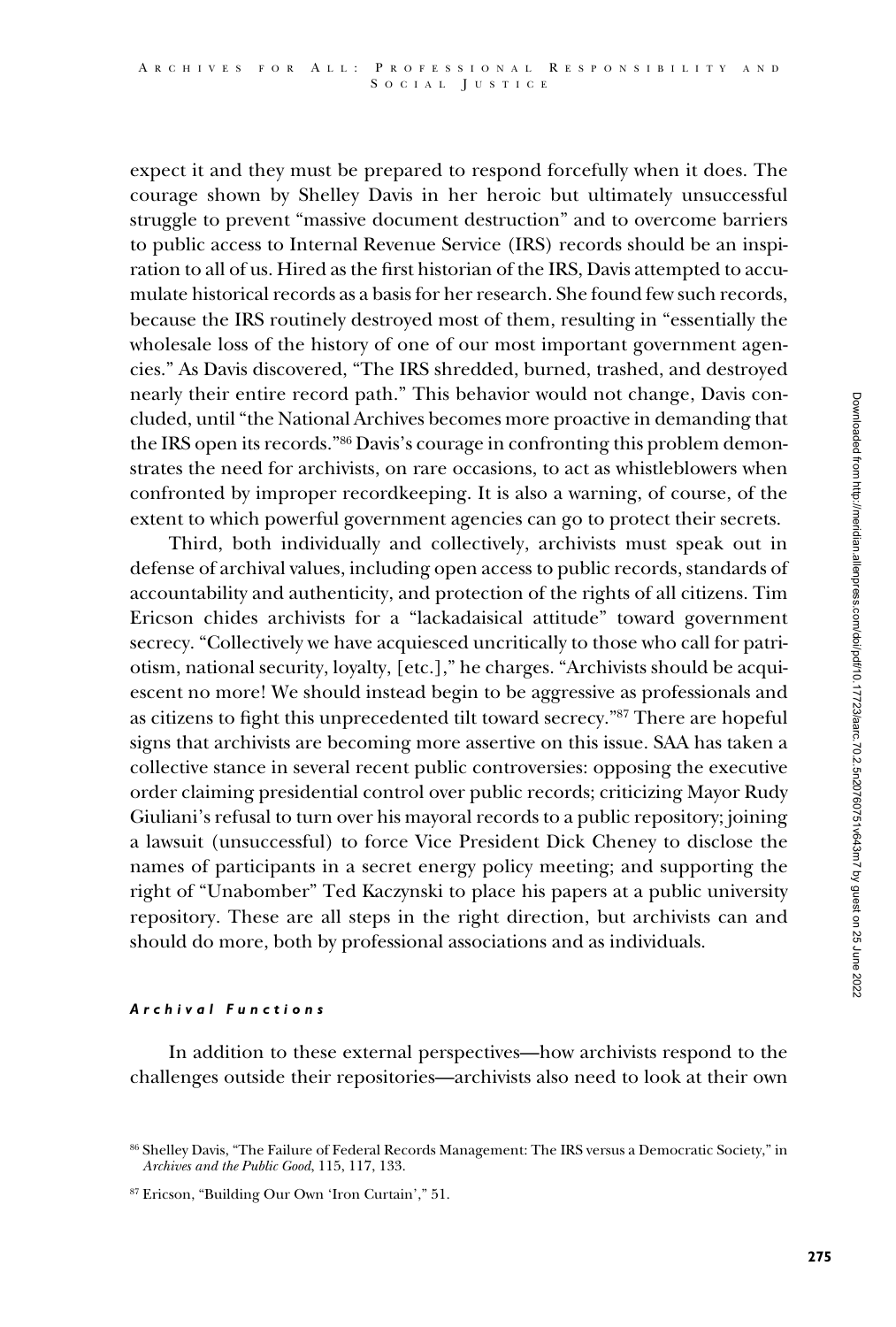expect it and they must be prepared to respond forcefully when it does. The courage shown by Shelley Davis in her heroic but ultimately unsuccessful struggle to prevent "massive document destruction" and to overcome barriers to public access to Internal Revenue Service (IRS) records should be an inspiration to all of us. Hired as the first historian of the IRS, Davis attempted to accumulate historical records as a basis for her research. She found few such records, because the IRS routinely destroyed most of them, resulting in "essentially the wholesale loss of the history of one of our most important government agencies." As Davis discovered, "The IRS shredded, burned, trashed, and destroyed nearly their entire record path." This behavior would not change, Davis concluded, until "the National Archives becomes more proactive in demanding that the IRS open its records."[86] Davis's courage in confronting this problem demonstrates the need for archivists, on rare occasions, to act as whistleblowers when confronted by improper recordkeeping. It is also a warning, of course, of the extent to which powerful government agencies can go to protect their secrets.

Third, both individually and collectively, archivists must speak out in defense of archival values, including open access to public records, standards of accountability and authenticity, and protection of the rights of all citizens. Tim Ericson chides archivists for a "lackadaisical attitude" toward government secrecy. "Collectively we have acquiesced uncritically to those who call for patriotism, national security, loyalty, [etc.]," he charges. "Archivists should be acquiescent no more! We should instead begin to be aggressive as professionals and as citizens to fight this unprecedented tilt toward secrecy."[87] There are hopeful signs that archivists are becoming more assertive on this issue. SAA has taken a collective stance in several recent public controversies: opposing the executive order claiming presidential control over public records; criticizing Mayor Rudy Giuliani's refusal to turn over his mayoral records to a public repository; joining a lawsuit (unsuccessful) to force Vice President Dick Cheney to disclose the names of participants in a secret energy policy meeting; and supporting the right of "Unabomber" Ted Kaczynski to place his papers at a public university repository. These are all steps in the right direction, but archivists can and should do more, both by professional associations and as individuals.

### *Archival Functions*

In addition to these external perspectives—how archivists respond to the challenges outside their repositories—archivists also need to look at their own

[86] Shelley Davis, "The Failure of Federal Records Management: The IRS versus a Democratic Society," in *Archives and the Public Good*, 115, 117, 133.

[87] Ericson, "Building Our Own 'Iron Curtain'," 51.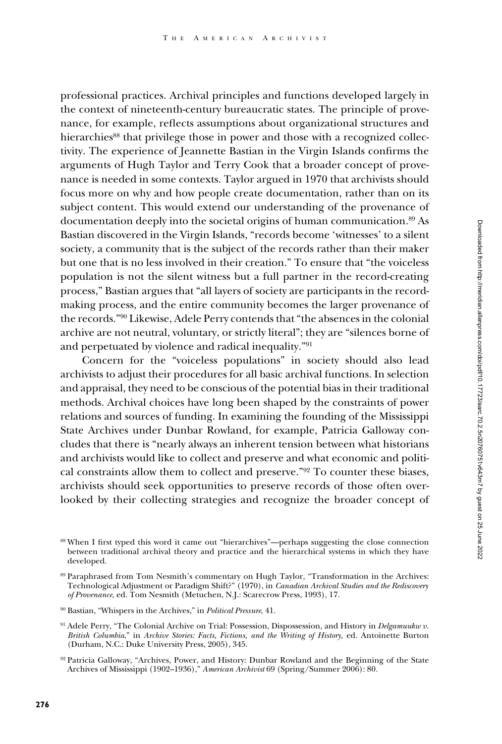professional practices. Archival principles and functions developed largely in the context of nineteenth-century bureaucratic states. The principle of provenance, for example, reflects assumptions about organizational structures and hierarchies[88] that privilege those in power and those with a recognized collectivity. The experience of Jeannette Bastian in the Virgin Islands confirms the arguments of Hugh Taylor and Terry Cook that a broader concept of provenance is needed in some contexts. Taylor argued in 1970 that archivists should focus more on why and how people create documentation, rather than on its subject content. This would extend our understanding of the provenance of documentation deeply into the societal origins of human communication.[89] As Bastian discovered in the Virgin Islands, "records become 'witnesses' to a silent society, a community that is the subject of the records rather than their maker but one that is no less involved in their creation." To ensure that "the voiceless population is not the silent witness but a full partner in the record-creating process," Bastian argues that "all layers of society are participants in the record-making process, and the entire community becomes the larger provenance of the records."[90] Likewise, Adele Perry contends that "the absences in the colonial archive are not neutral, voluntary, or strictly literal"; they are "silences borne of and perpetuated by violence and radical inequality."[91]

Concern for the "voiceless populations" in society should also lead archivists to adjust their procedures for all basic archival functions. In selection and appraisal, they need to be conscious of the potential bias in their traditional methods. Archival choices have long been shaped by the constraints of power relations and sources of funding. In examining the founding of the Mississippi State Archives under Dunbar Rowland, for example, Patricia Galloway concludes that there is "nearly always an inherent tension between what historians and archivists would like to collect and preserve and what economic and political constraints allow them to collect and preserve."[92] To counter these biases, archivists should seek opportunities to preserve records of those often overlooked by their collecting strategies and recognize the broader concept of

---

[88] When I first typed this word it came out "hierarchives"—perhaps suggesting the close connection between traditional archival theory and practice and the hierarchical systems in which they have developed.

[89] Paraphrased from Tom Nesmith's commentary on Hugh Taylor, "Transformation in the Archives: Technological Adjustment or Paradigm Shift?" (1970), in *Canadian Archival Studies and the Rediscovery of Provenance,* ed. Tom Nesmith (Metuchen, N.J.: Scarecrow Press, 1993), 17.

[90] Bastian, "Whispers in the Archives," in *Political Pressure*, 41.

[91] Adele Perry, "The Colonial Archive on Trial: Possession, Dispossession, and History in *Delgamuukw v. British Columbia*," in *Archive Stories: Facts, Fictions, and the Writing of History,* ed. Antoinette Burton (Durham, N.C.: Duke University Press, 2005), 345.

[92] Patricia Galloway, "Archives, Power, and History: Dunbar Rowland and the Beginning of the State Archives of Mississippi (1902–1936)," *American Archivist* 69 (Spring/Summer 2006): 80.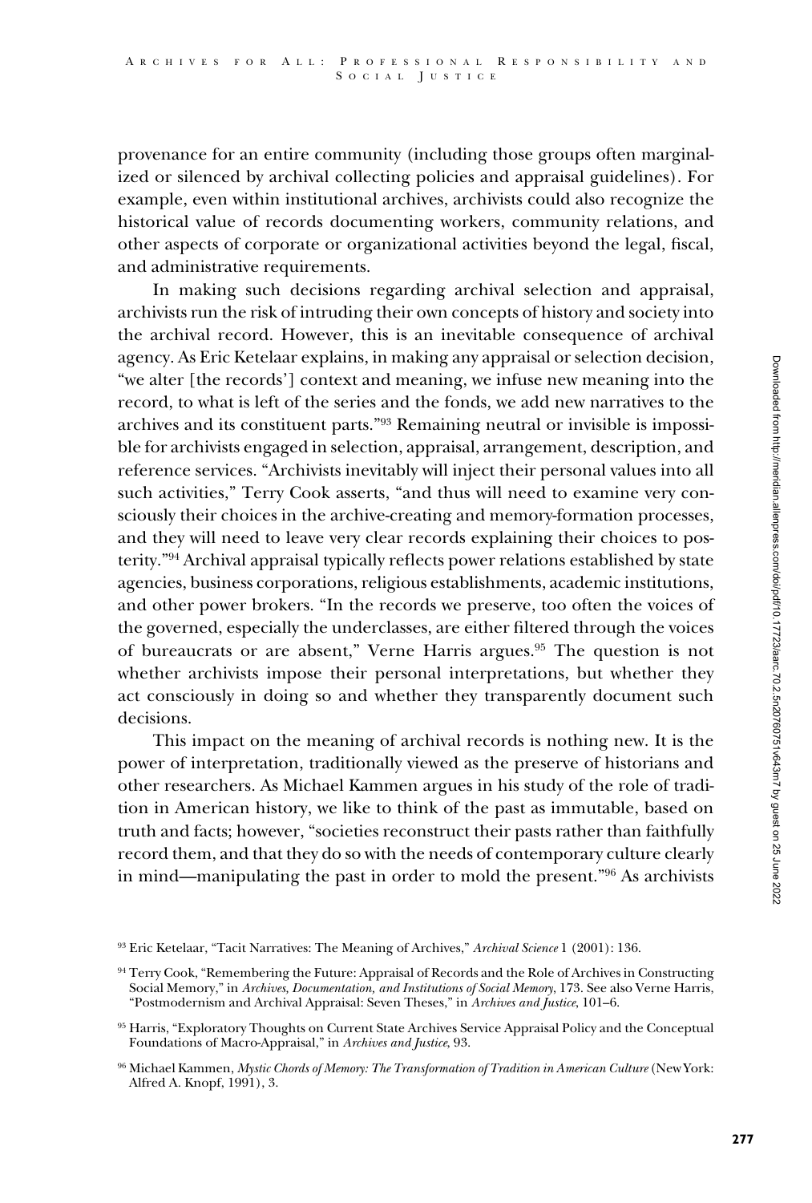provenance for an entire community (including those groups often marginalized or silenced by archival collecting policies and appraisal guidelines). For example, even within institutional archives, archivists could also recognize the historical value of records documenting workers, community relations, and other aspects of corporate or organizational activities beyond the legal, fiscal, and administrative requirements.

In making such decisions regarding archival selection and appraisal, archivists run the risk of intruding their own concepts of history and society into the archival record. However, this is an inevitable consequence of archival agency. As Eric Ketelaar explains, in making any appraisal or selection decision, "we alter [the records'] context and meaning, we infuse new meaning into the record, to what is left of the series and the fonds, we add new narratives to the archives and its constituent parts."[93] Remaining neutral or invisible is impossible for archivists engaged in selection, appraisal, arrangement, description, and reference services. "Archivists inevitably will inject their personal values into all such activities," Terry Cook asserts, "and thus will need to examine very consciously their choices in the archive-creating and memory-formation processes, and they will need to leave very clear records explaining their choices to posterity."[94] Archival appraisal typically reflects power relations established by state agencies, business corporations, religious establishments, academic institutions, and other power brokers. "In the records we preserve, too often the voices of the governed, especially the underclasses, are either filtered through the voices of bureaucrats or are absent," Verne Harris argues.[95] The question is not whether archivists impose their personal interpretations, but whether they act consciously in doing so and whether they transparently document such decisions.

This impact on the meaning of archival records is nothing new. It is the power of interpretation, traditionally viewed as the preserve of historians and other researchers. As Michael Kammen argues in his study of the role of tradition in American history, we like to think of the past as immutable, based on truth and facts; however, "societies reconstruct their pasts rather than faithfully record them, and that they do so with the needs of contemporary culture clearly in mind—manipulating the past in order to mold the present."[96] As archivists

---

[93] Eric Ketelaar, "Tacit Narratives: The Meaning of Archives," *Archival Science* 1 (2001): 136.

[94] Terry Cook, "Remembering the Future: Appraisal of Records and the Role of Archives in Constructing Social Memory," in *Archives, Documentation, and Institutions of Social Memory*, 173. See also Verne Harris, "Postmodernism and Archival Appraisal: Seven Theses," in *Archives and Justice*, 101–6.

[95] Harris, "Exploratory Thoughts on Current State Archives Service Appraisal Policy and the Conceptual Foundations of Macro-Appraisal," in *Archives and Justice*, 93.

[96] Michael Kammen, *Mystic Chords of Memory: The Transformation of Tradition in American Culture* (New York: Alfred A. Knopf, 1991), 3.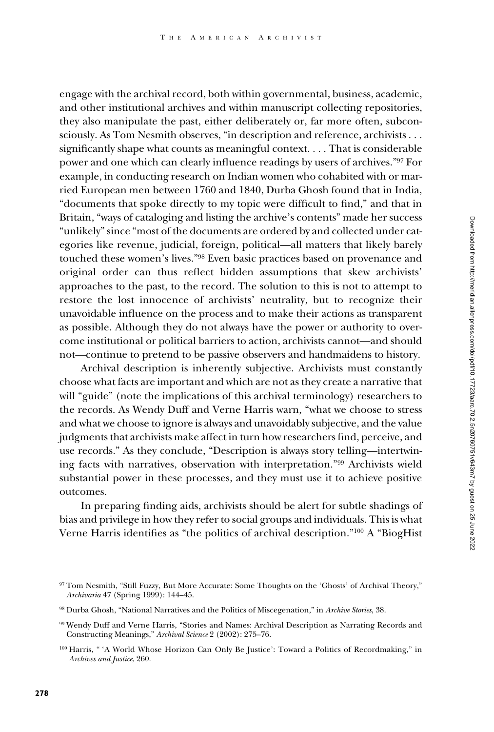engage with the archival record, both within governmental, business, academic, and other institutional archives and within manuscript collecting repositories, they also manipulate the past, either deliberately or, far more often, subconsciously. As Tom Nesmith observes, "in description and reference, archivists . . . significantly shape what counts as meaningful context. . . . That is considerable power and one which can clearly influence readings by users of archives."[97] For example, in conducting research on Indian women who cohabited with or married European men between 1760 and 1840, Durba Ghosh found that in India, "documents that spoke directly to my topic were difficult to find," and that in Britain, "ways of cataloging and listing the archive's contents" made her success "unlikely" since "most of the documents are ordered by and collected under categories like revenue, judicial, foreign, political—all matters that likely barely touched these women's lives."[98] Even basic practices based on provenance and original order can thus reflect hidden assumptions that skew archivists' approaches to the past, to the record. The solution to this is not to attempt to restore the lost innocence of archivists' neutrality, but to recognize their unavoidable influence on the process and to make their actions as transparent as possible. Although they do not always have the power or authority to overcome institutional or political barriers to action, archivists cannot—and should not—continue to pretend to be passive observers and handmaidens to history.

Archival description is inherently subjective. Archivists must constantly choose what facts are important and which are not as they create a narrative that will "guide" (note the implications of this archival terminology) researchers to the records. As Wendy Duff and Verne Harris warn, "what we choose to stress and what we choose to ignore is always and unavoidably subjective, and the value judgments that archivists make affect in turn how researchers find, perceive, and use records." As they conclude, "Description is always story telling—intertwining facts with narratives, observation with interpretation."[99] Archivists wield substantial power in these processes, and they must use it to achieve positive outcomes.

In preparing finding aids, archivists should be alert for subtle shadings of bias and privilege in how they refer to social groups and individuals. This is what Verne Harris identifies as "the politics of archival description."[100] A "BiogHist

[97] Tom Nesmith, "Still Fuzzy, But More Accurate: Some Thoughts on the 'Ghosts' of Archival Theory," *Archivaria* 47 (Spring 1999): 144–45.

[98] Durba Ghosh, "National Narratives and the Politics of Miscegenation," in *Archive Stories*, 38.

[99] Wendy Duff and Verne Harris, "Stories and Names: Archival Description as Narrating Records and Constructing Meanings," *Archival Science* 2 (2002): 275–76.

[100] Harris, " 'A World Whose Horizon Can Only Be Justice': Toward a Politics of Recordmaking," in *Archives and Justice*, 260.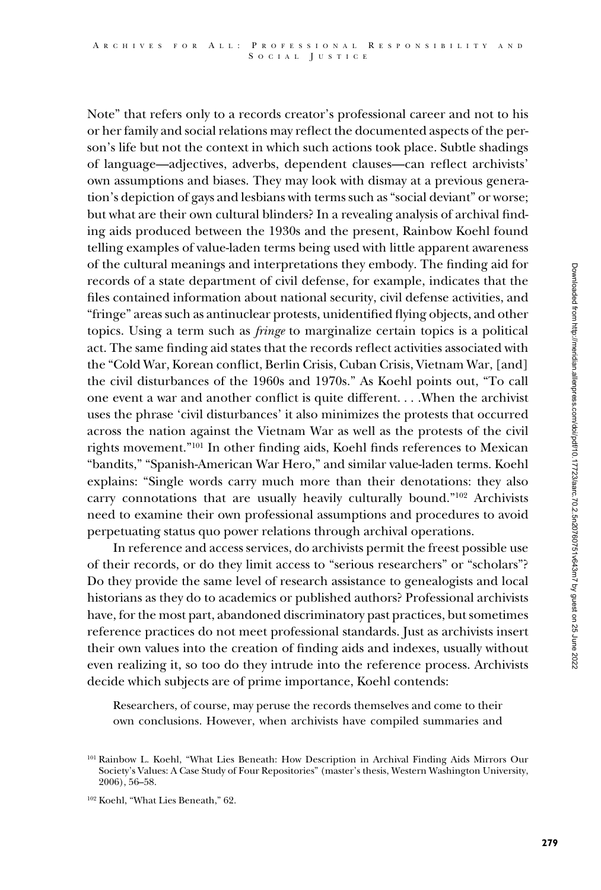Note" that refers only to a records creator's professional career and not to his or her family and social relations may reflect the documented aspects of the person's life but not the context in which such actions took place. Subtle shadings of language—adjectives, adverbs, dependent clauses—can reflect archivists' own assumptions and biases. They may look with dismay at a previous generation's depiction of gays and lesbians with terms such as "social deviant" or worse; but what are their own cultural blinders? In a revealing analysis of archival finding aids produced between the 1930s and the present, Rainbow Koehl found telling examples of value-laden terms being used with little apparent awareness of the cultural meanings and interpretations they embody. The finding aid for records of a state department of civil defense, for example, indicates that the files contained information about national security, civil defense activities, and "fringe" areas such as antinuclear protests, unidentified flying objects, and other topics. Using a term such as *fringe* to marginalize certain topics is a political act. The same finding aid states that the records reflect activities associated with the "Cold War, Korean conflict, Berlin Crisis, Cuban Crisis, Vietnam War, [and] the civil disturbances of the 1960s and 1970s." As Koehl points out, "To call one event a war and another conflict is quite different. . . .When the archivist uses the phrase 'civil disturbances' it also minimizes the protests that occurred across the nation against the Vietnam War as well as the protests of the civil rights movement."[101] In other finding aids, Koehl finds references to Mexican "bandits," "Spanish-American War Hero," and similar value-laden terms. Koehl explains: "Single words carry much more than their denotations: they also carry connotations that are usually heavily culturally bound."[102] Archivists need to examine their own professional assumptions and procedures to avoid perpetuating status quo power relations through archival operations.

In reference and access services, do archivists permit the freest possible use of their records, or do they limit access to "serious researchers" or "scholars"? Do they provide the same level of research assistance to genealogists and local historians as they do to academics or published authors? Professional archivists have, for the most part, abandoned discriminatory past practices, but sometimes reference practices do not meet professional standards. Just as archivists insert their own values into the creation of finding aids and indexes, usually without even realizing it, so too do they intrude into the reference process. Archivists decide which subjects are of prime importance, Koehl contends:

> Researchers, of course, may peruse the records themselves and come to their own conclusions. However, when archivists have compiled summaries and

[101] Rainbow L. Koehl, "What Lies Beneath: How Description in Archival Finding Aids Mirrors Our Society's Values: A Case Study of Four Repositories" (master's thesis, Western Washington University, 2006), 56–58.

[102] Koehl, "What Lies Beneath," 62.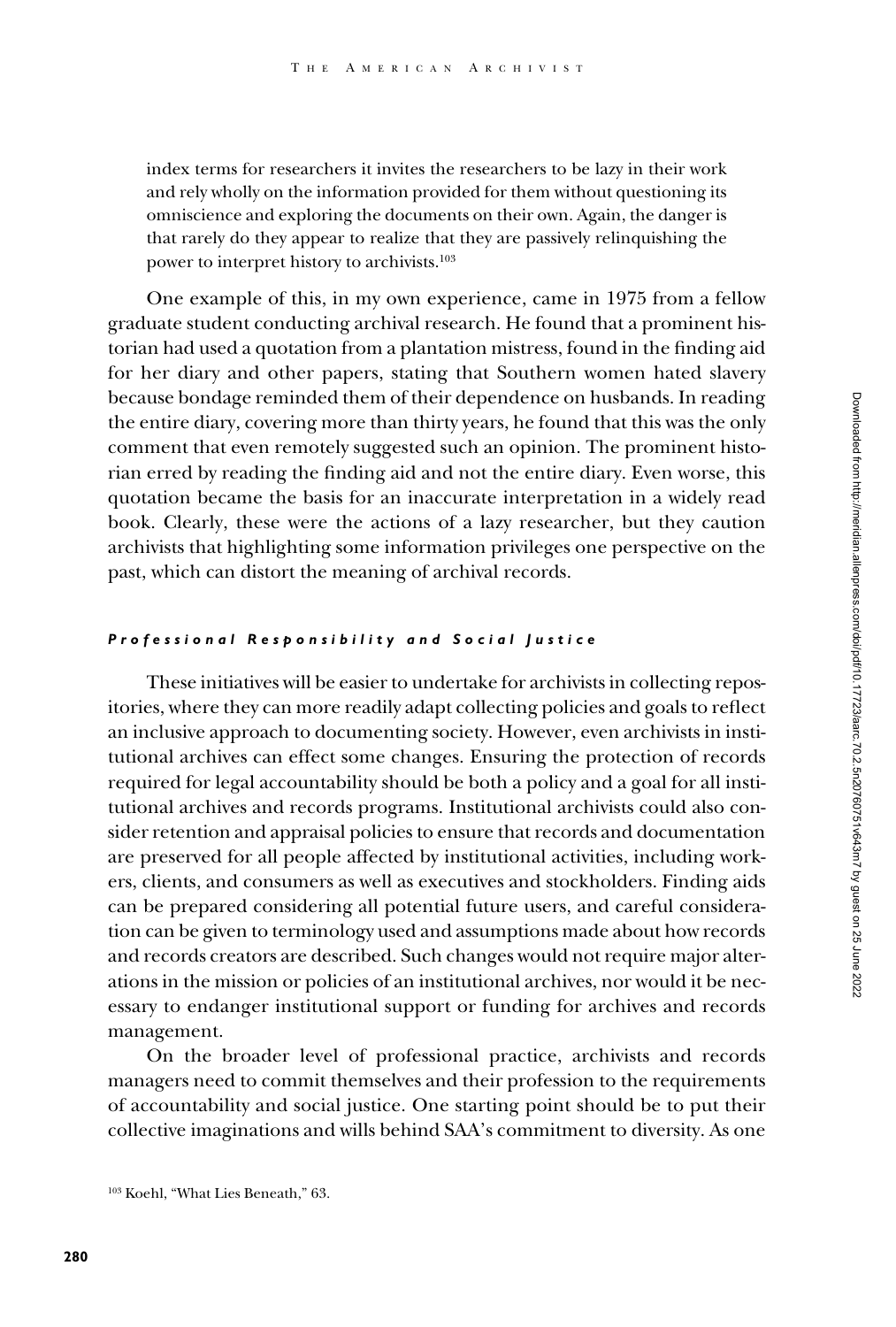index terms for researchers it invites the researchers to be lazy in their work and rely wholly on the information provided for them without questioning its omniscience and exploring the documents on their own. Again, the danger is that rarely do they appear to realize that they are passively relinquishing the power to interpret history to archivists.[103]

One example of this, in my own experience, came in 1975 from a fellow graduate student conducting archival research. He found that a prominent historian had used a quotation from a plantation mistress, found in the finding aid for her diary and other papers, stating that Southern women hated slavery because bondage reminded them of their dependence on husbands. In reading the entire diary, covering more than thirty years, he found that this was the only comment that even remotely suggested such an opinion. The prominent historian erred by reading the finding aid and not the entire diary. Even worse, this quotation became the basis for an inaccurate interpretation in a widely read book. Clearly, these were the actions of a lazy researcher, but they caution archivists that highlighting some information privileges one perspective on the past, which can distort the meaning of archival records.

### *Professional Responsibility and Social Justice*

These initiatives will be easier to undertake for archivists in collecting repositories, where they can more readily adapt collecting policies and goals to reflect an inclusive approach to documenting society. However, even archivists in institutional archives can effect some changes. Ensuring the protection of records required for legal accountability should be both a policy and a goal for all institutional archives and records programs. Institutional archivists could also consider retention and appraisal policies to ensure that records and documentation are preserved for all people affected by institutional activities, including workers, clients, and consumers as well as executives and stockholders. Finding aids can be prepared considering all potential future users, and careful consideration can be given to terminology used and assumptions made about how records and records creators are described. Such changes would not require major alterations in the mission or policies of an institutional archives, nor would it be necessary to endanger institutional support or funding for archives and records management.

On the broader level of professional practice, archivists and records managers need to commit themselves and their profession to the requirements of accountability and social justice. One starting point should be to put their collective imaginations and wills behind SAA's commitment to diversity. As one

[103] Koehl, "What Lies Beneath," 63.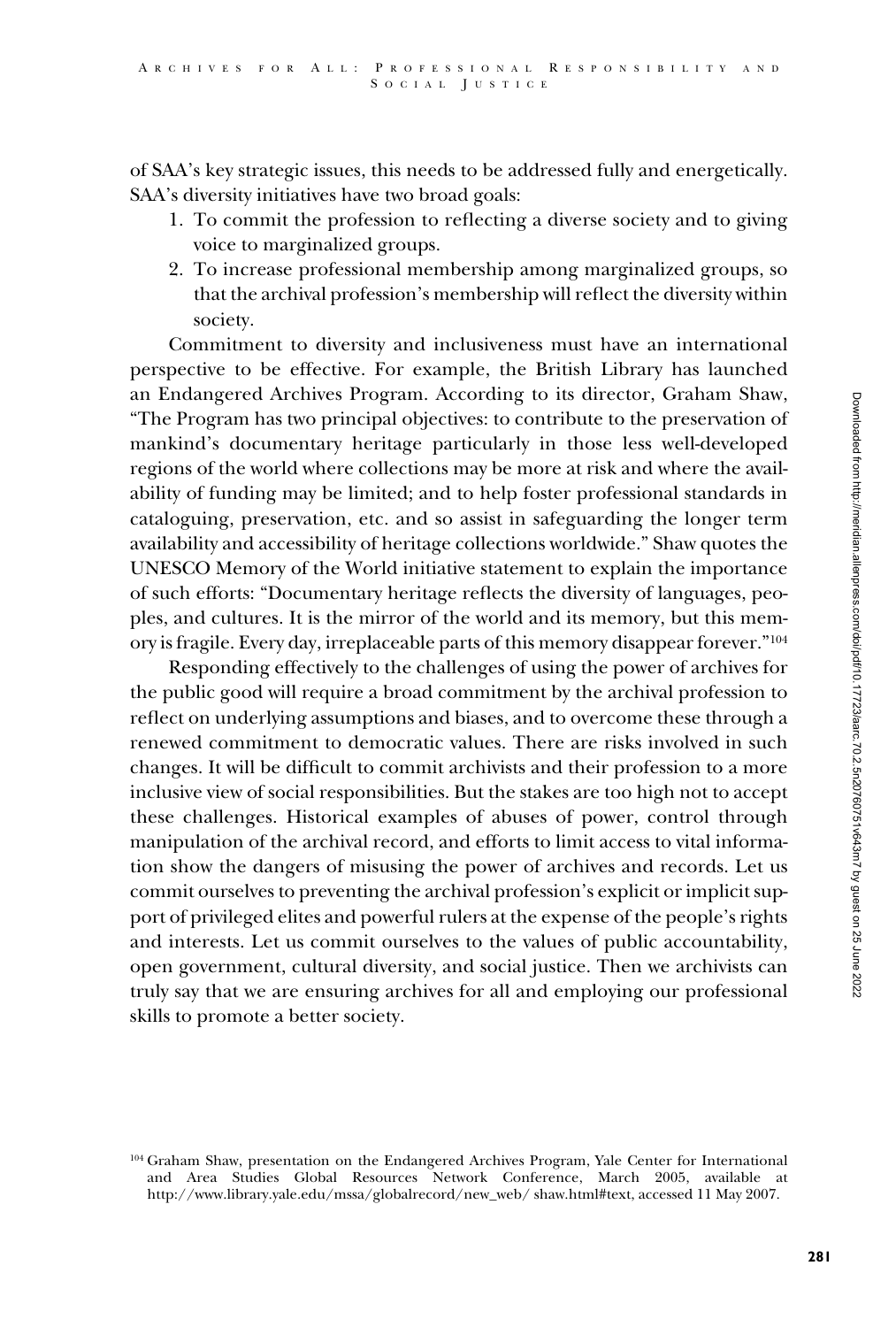of SAA's key strategic issues, this needs to be addressed fully and energetically. SAA's diversity initiatives have two broad goals:

1. To commit the profession to reflecting a diverse society and to giving voice to marginalized groups.
2. To increase professional membership among marginalized groups, so that the archival profession's membership will reflect the diversity within society.

Commitment to diversity and inclusiveness must have an international perspective to be effective. For example, the British Library has launched an Endangered Archives Program. According to its director, Graham Shaw, "The Program has two principal objectives: to contribute to the preservation of mankind's documentary heritage particularly in those less well-developed regions of the world where collections may be more at risk and where the availability of funding may be limited; and to help foster professional standards in cataloguing, preservation, etc. and so assist in safeguarding the longer term availability and accessibility of heritage collections worldwide." Shaw quotes the UNESCO Memory of the World initiative statement to explain the importance of such efforts: "Documentary heritage reflects the diversity of languages, peoples, and cultures. It is the mirror of the world and its memory, but this memory is fragile. Every day, irreplaceable parts of this memory disappear forever."[104]

Responding effectively to the challenges of using the power of archives for the public good will require a broad commitment by the archival profession to reflect on underlying assumptions and biases, and to overcome these through a renewed commitment to democratic values. There are risks involved in such changes. It will be difficult to commit archivists and their profession to a more inclusive view of social responsibilities. But the stakes are too high not to accept these challenges. Historical examples of abuses of power, control through manipulation of the archival record, and efforts to limit access to vital information show the dangers of misusing the power of archives and records. Let us commit ourselves to preventing the archival profession's explicit or implicit support of privileged elites and powerful rulers at the expense of the people's rights and interests. Let us commit ourselves to the values of public accountability, open government, cultural diversity, and social justice. Then we archivists can truly say that we are ensuring archives for all and employing our professional skills to promote a better society.

[104] Graham Shaw, presentation on the Endangered Archives Program, Yale Center for International and Area Studies Global Resources Network Conference, March 2005, available at http://www.library.yale.edu/mssa/globalrecord/new_web/ shaw.html#text, accessed 11 May 2007.